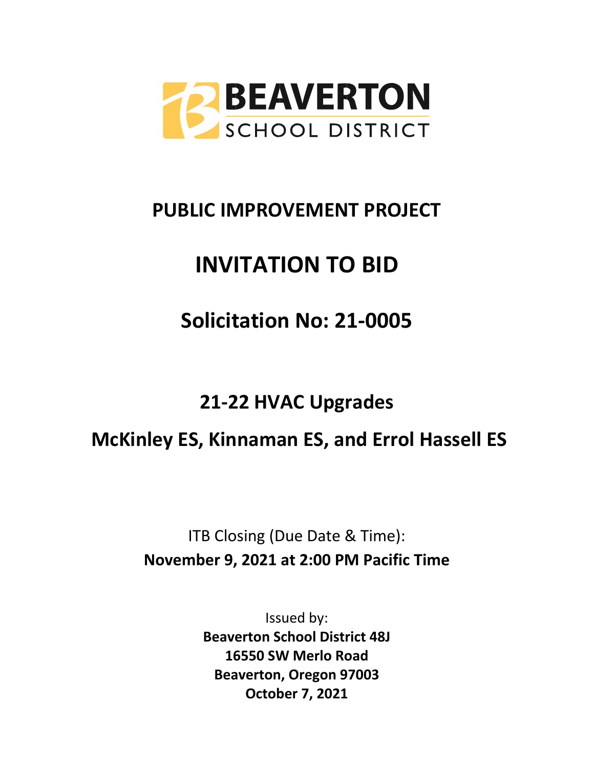BEAVERTON SCHOOL DISTRICT

# PUBLIC IMPROVEMENT PROJECT

# INVITATION TO BID

## Solicitation No: 21-0005

## 21-22 HVAC Upgrades

## McKinley ES, Kinnaman ES, and Errol Hassell ES

ITB Closing (Due Date & Time):
**November 9, 2021 at 2:00 PM Pacific Time**

Issued by:
**Beaverton School District 48J**
**16550 SW Merlo Road**
**Beaverton, Oregon 97003**
**October 7, 2021**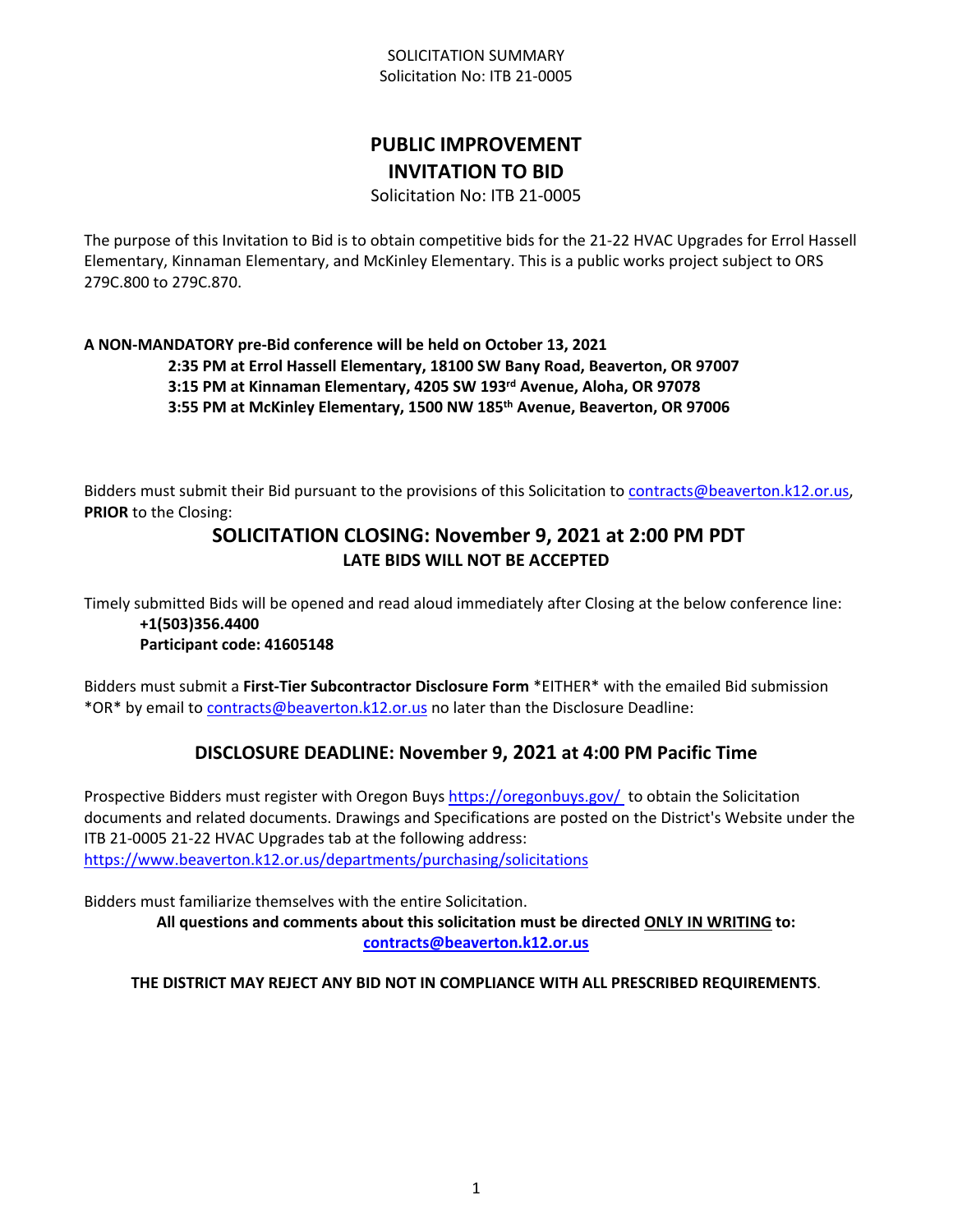SOLICITATION SUMMARY
Solicitation No: ITB 21-0005

# PUBLIC IMPROVEMENT INVITATION TO BID

Solicitation No: ITB 21-0005

The purpose of this Invitation to Bid is to obtain competitive bids for the 21-22 HVAC Upgrades for Errol Hassell Elementary, Kinnaman Elementary, and McKinley Elementary. This is a public works project subject to ORS 279C.800 to 279C.870.

**A NON-MANDATORY pre-Bid conference will be held on October 13, 2021**
**2:35 PM at Errol Hassell Elementary, 18100 SW Bany Road, Beaverton, OR 97007**
**3:15 PM at Kinnaman Elementary, 4205 SW 193rd Avenue, Aloha, OR 97078**
**3:55 PM at McKinley Elementary, 1500 NW 185th Avenue, Beaverton, OR 97006**

Bidders must submit their Bid pursuant to the provisions of this Solicitation to contracts@beaverton.k12.or.us, **PRIOR** to the Closing:

## SOLICITATION CLOSING: November 9, 2021 at 2:00 PM PDT

**LATE BIDS WILL NOT BE ACCEPTED**

Timely submitted Bids will be opened and read aloud immediately after Closing at the below conference line:

**+1(503)356.4400**
**Participant code: 41605148**

Bidders must submit a **First-Tier Subcontractor Disclosure Form** *EITHER* with the emailed Bid submission *OR* by email to contracts@beaverton.k12.or.us no later than the Disclosure Deadline:

## DISCLOSURE DEADLINE: November 9, 2021 at 4:00 PM Pacific Time

Prospective Bidders must register with Oregon Buys https://oregonbuys.gov/ to obtain the Solicitation documents and related documents. Drawings and Specifications are posted on the District's Website under the ITB 21-0005 21-22 HVAC Upgrades tab at the following address: https://www.beaverton.k12.or.us/departments/purchasing/solicitations

Bidders must familiarize themselves with the entire Solicitation.

**All questions and comments about this solicitation must be directed ONLY IN WRITING to: contracts@beaverton.k12.or.us**

**THE DISTRICT MAY REJECT ANY BID NOT IN COMPLIANCE WITH ALL PRESCRIBED REQUIREMENTS**.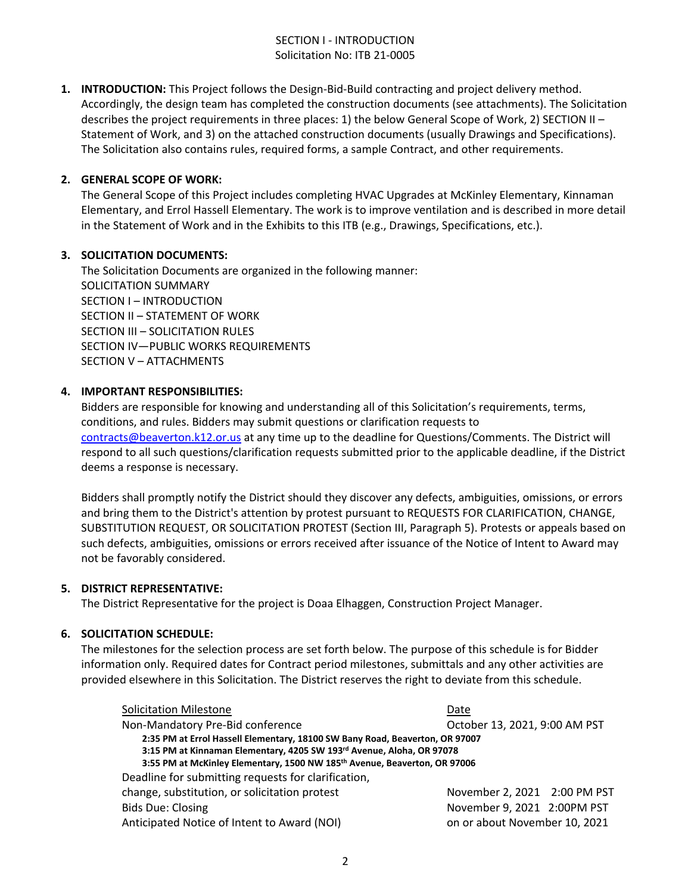SECTION I - INTRODUCTION
Solicitation No: ITB 21-0005

1. **INTRODUCTION:** This Project follows the Design-Bid-Build contracting and project delivery method. Accordingly, the design team has completed the construction documents (see attachments). The Solicitation describes the project requirements in three places: 1) the below General Scope of Work, 2) SECTION II – Statement of Work, and 3) on the attached construction documents (usually Drawings and Specifications). The Solicitation also contains rules, required forms, a sample Contract, and other requirements.

2. **GENERAL SCOPE OF WORK:**
The General Scope of this Project includes completing HVAC Upgrades at McKinley Elementary, Kinnaman Elementary, and Errol Hassell Elementary. The work is to improve ventilation and is described in more detail in the Statement of Work and in the Exhibits to this ITB (e.g., Drawings, Specifications, etc.).

3. **SOLICITATION DOCUMENTS:**
The Solicitation Documents are organized in the following manner:
SOLICITATION SUMMARY
SECTION I – INTRODUCTION
SECTION II – STATEMENT OF WORK
SECTION III – SOLICITATION RULES
SECTION IV—PUBLIC WORKS REQUIREMENTS
SECTION V – ATTACHMENTS

4. **IMPORTANT RESPONSIBILITIES:**
Bidders are responsible for knowing and understanding all of this Solicitation's requirements, terms, conditions, and rules. Bidders may submit questions or clarification requests to contracts@beaverton.k12.or.us at any time up to the deadline for Questions/Comments. The District will respond to all such questions/clarification requests submitted prior to the applicable deadline, if the District deems a response is necessary.

   Bidders shall promptly notify the District should they discover any defects, ambiguities, omissions, or errors and bring them to the District's attention by protest pursuant to REQUESTS FOR CLARIFICATION, CHANGE, SUBSTITUTION REQUEST, OR SOLICITATION PROTEST (Section III, Paragraph 5). Protests or appeals based on such defects, ambiguities, omissions or errors received after issuance of the Notice of Intent to Award may not be favorably considered.

5. **DISTRICT REPRESENTATIVE:**
The District Representative for the project is Doaa Elhaggen, Construction Project Manager.

6. **SOLICITATION SCHEDULE:**
The milestones for the selection process are set forth below. The purpose of this schedule is for Bidder information only. Required dates for Contract period milestones, submittals and any other activities are provided elsewhere in this Solicitation. The District reserves the right to deviate from this schedule.

| Solicitation Milestone | Date |
|---|---|
| Non-Mandatory Pre-Bid conference<br>**2:35 PM at Errol Hassell Elementary, 18100 SW Bany Road, Beaverton, OR 97007**<br>**3:15 PM at Kinnaman Elementary, 4205 SW 193rd Avenue, Aloha, OR 97078**<br>**3:55 PM at McKinley Elementary, 1500 NW 185th Avenue, Beaverton, OR 97006** | October 13, 2021, 9:00 AM PST |
| Deadline for submitting requests for clarification, change, substitution, or solicitation protest | November 2, 2021 2:00 PM PST |
| Bids Due: Closing | November 9, 2021 2:00PM PST |
| Anticipated Notice of Intent to Award (NOI) | on or about November 10, 2021 |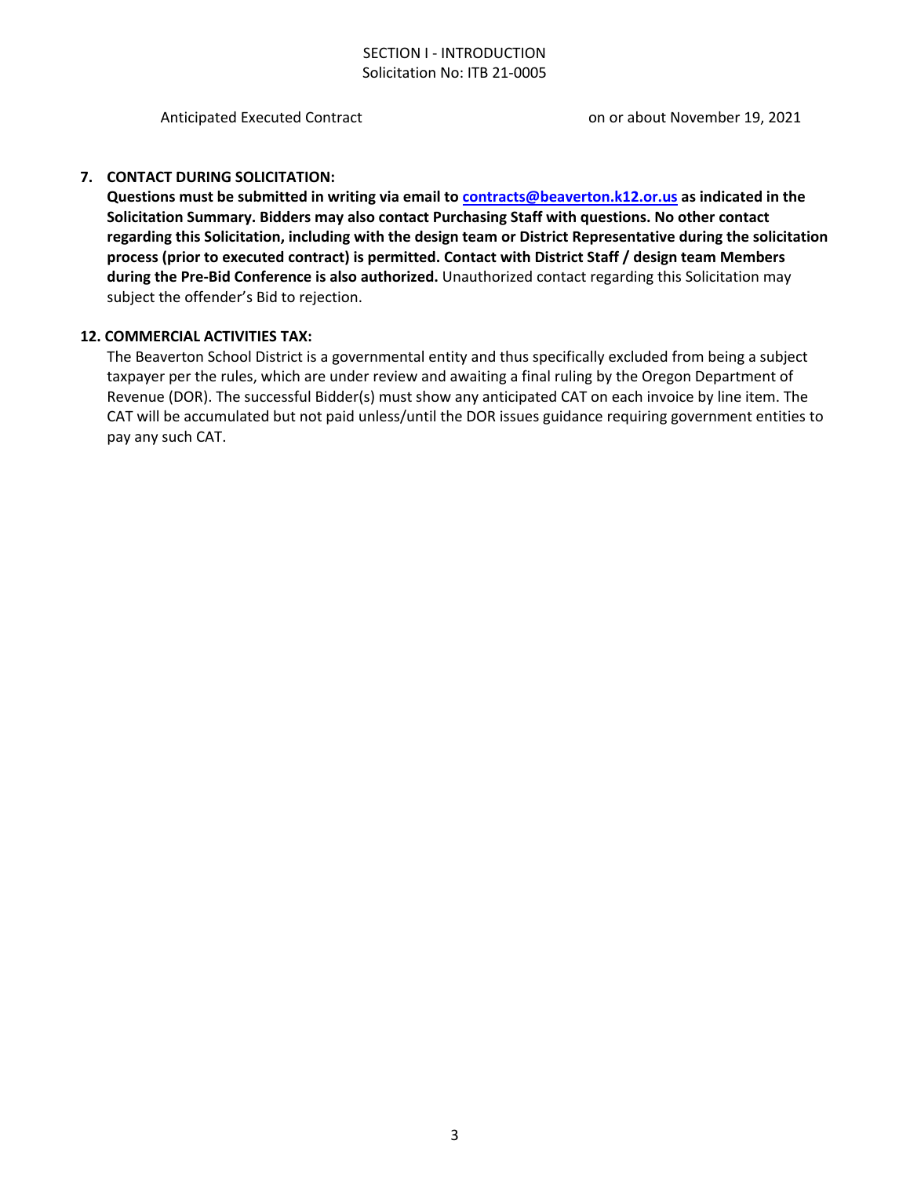| Anticipated Executed Contract | on or about November 19, 2021 |
| --- | --- |

**7. CONTACT DURING SOLICITATION:**

**Questions must be submitted in writing via email to [contracts@beaverton.k12.or.us](mailto:contracts@beaverton.k12.or.us) as indicated in the Solicitation Summary. Bidders may also contact Purchasing Staff with questions. No other contact regarding this Solicitation, including with the design team or District Representative during the solicitation process (prior to executed contract) is permitted. Contact with District Staff / design team Members during the Pre-Bid Conference is also authorized.** Unauthorized contact regarding this Solicitation may subject the offender's Bid to rejection.

**12. COMMERCIAL ACTIVITIES TAX:**

The Beaverton School District is a governmental entity and thus specifically excluded from being a subject taxpayer per the rules, which are under review and awaiting a final ruling by the Oregon Department of Revenue (DOR). The successful Bidder(s) must show any anticipated CAT on each invoice by line item. The CAT will be accumulated but not paid unless/until the DOR issues guidance requiring government entities to pay any such CAT.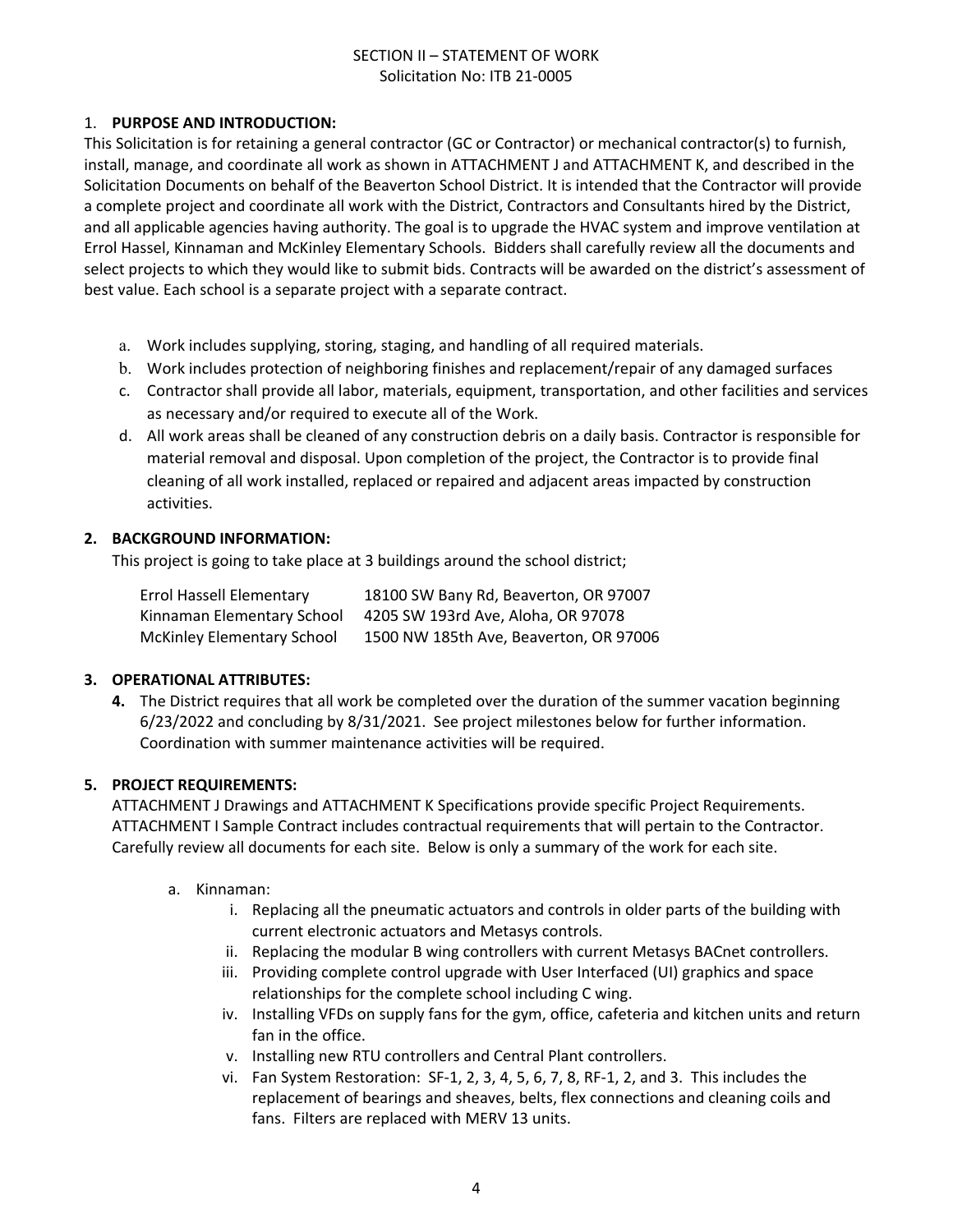SECTION II – STATEMENT OF WORK
Solicitation No: ITB 21-0005

1. **PURPOSE AND INTRODUCTION:**

This Solicitation is for retaining a general contractor (GC or Contractor) or mechanical contractor(s) to furnish, install, manage, and coordinate all work as shown in ATTACHMENT J and ATTACHMENT K, and described in the Solicitation Documents on behalf of the Beaverton School District. It is intended that the Contractor will provide a complete project and coordinate all work with the District, Contractors and Consultants hired by the District, and all applicable agencies having authority. The goal is to upgrade the HVAC system and improve ventilation at Errol Hassel, Kinnaman and McKinley Elementary Schools. Bidders shall carefully review all the documents and select projects to which they would like to submit bids. Contracts will be awarded on the district's assessment of best value. Each school is a separate project with a separate contract.

a. Work includes supplying, storing, staging, and handling of all required materials.
b. Work includes protection of neighboring finishes and replacement/repair of any damaged surfaces
c. Contractor shall provide all labor, materials, equipment, transportation, and other facilities and services as necessary and/or required to execute all of the Work.
d. All work areas shall be cleaned of any construction debris on a daily basis. Contractor is responsible for material removal and disposal. Upon completion of the project, the Contractor is to provide final cleaning of all work installed, replaced or repaired and adjacent areas impacted by construction activities.

**2. BACKGROUND INFORMATION:**

This project is going to take place at 3 buildings around the school district;

| | |
|---|---|
| Errol Hassell Elementary | 18100 SW Bany Rd, Beaverton, OR 97007 |
| Kinnaman Elementary School | 4205 SW 193rd Ave, Aloha, OR 97078 |
| McKinley Elementary School | 1500 NW 185th Ave, Beaverton, OR 97006 |

**3. OPERATIONAL ATTRIBUTES:**

**4.** The District requires that all work be completed over the duration of the summer vacation beginning 6/23/2022 and concluding by 8/31/2021. See project milestones below for further information. Coordination with summer maintenance activities will be required.

**5. PROJECT REQUIREMENTS:**

ATTACHMENT J Drawings and ATTACHMENT K Specifications provide specific Project Requirements. ATTACHMENT I Sample Contract includes contractual requirements that will pertain to the Contractor. Carefully review all documents for each site. Below is only a summary of the work for each site.

a. Kinnaman:
   i. Replacing all the pneumatic actuators and controls in older parts of the building with current electronic actuators and Metasys controls.
   ii. Replacing the modular B wing controllers with current Metasys BACnet controllers.
   iii. Providing complete control upgrade with User Interfaced (UI) graphics and space relationships for the complete school including C wing.
   iv. Installing VFDs on supply fans for the gym, office, cafeteria and kitchen units and return fan in the office.
   v. Installing new RTU controllers and Central Plant controllers.
   vi. Fan System Restoration: SF-1, 2, 3, 4, 5, 6, 7, 8, RF-1, 2, and 3. This includes the replacement of bearings and sheaves, belts, flex connections and cleaning coils and fans. Filters are replaced with MERV 13 units.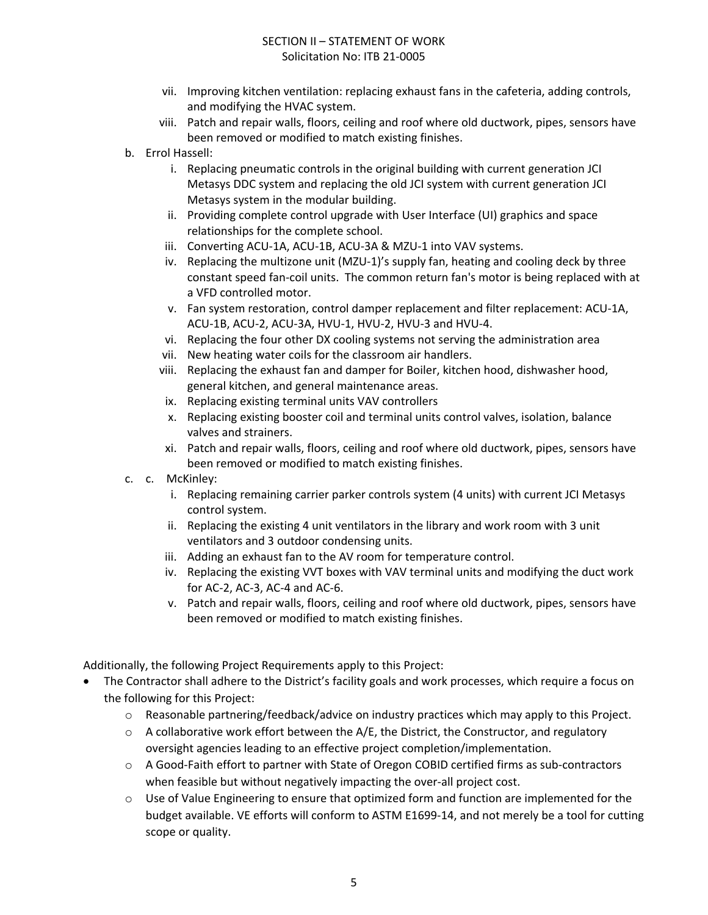vii. Improving kitchen ventilation: replacing exhaust fans in the cafeteria, adding controls, and modifying the HVAC system.
   viii. Patch and repair walls, floors, ceiling and roof where old ductwork, pipes, sensors have been removed or modified to match existing finishes.

b. Errol Hassell:
   i. Replacing pneumatic controls in the original building with current generation JCI Metasys DDC system and replacing the old JCI system with current generation JCI Metasys system in the modular building.
   ii. Providing complete control upgrade with User Interface (UI) graphics and space relationships for the complete school.
   iii. Converting ACU-1A, ACU-1B, ACU-3A & MZU-1 into VAV systems.
   iv. Replacing the multizone unit (MZU-1)'s supply fan, heating and cooling deck by three constant speed fan-coil units. The common return fan's motor is being replaced with at a VFD controlled motor.
   v. Fan system restoration, control damper replacement and filter replacement: ACU-1A, ACU-1B, ACU-2, ACU-3A, HVU-1, HVU-2, HVU-3 and HVU-4.
   vi. Replacing the four other DX cooling systems not serving the administration area
   vii. New heating water coils for the classroom air handlers.
   viii. Replacing the exhaust fan and damper for Boiler, kitchen hood, dishwasher hood, general kitchen, and general maintenance areas.
   ix. Replacing existing terminal units VAV controllers
   x. Replacing existing booster coil and terminal units control valves, isolation, balance valves and strainers.
   xi. Patch and repair walls, floors, ceiling and roof where old ductwork, pipes, sensors have been removed or modified to match existing finishes.

c. c. McKinley:
   i. Replacing remaining carrier parker controls system (4 units) with current JCI Metasys control system.
   ii. Replacing the existing 4 unit ventilators in the library and work room with 3 unit ventilators and 3 outdoor condensing units.
   iii. Adding an exhaust fan to the AV room for temperature control.
   iv. Replacing the existing VVT boxes with VAV terminal units and modifying the duct work for AC-2, AC-3, AC-4 and AC-6.
   v. Patch and repair walls, floors, ceiling and roof where old ductwork, pipes, sensors have been removed or modified to match existing finishes.

Additionally, the following Project Requirements apply to this Project:

- The Contractor shall adhere to the District's facility goals and work processes, which require a focus on the following for this Project:
    - Reasonable partnering/feedback/advice on industry practices which may apply to this Project.
    - A collaborative work effort between the A/E, the District, the Constructor, and regulatory oversight agencies leading to an effective project completion/implementation.
    - A Good-Faith effort to partner with State of Oregon COBID certified firms as sub-contractors when feasible but without negatively impacting the over-all project cost.
    - Use of Value Engineering to ensure that optimized form and function are implemented for the budget available. VE efforts will conform to ASTM E1699-14, and not merely be a tool for cutting scope or quality.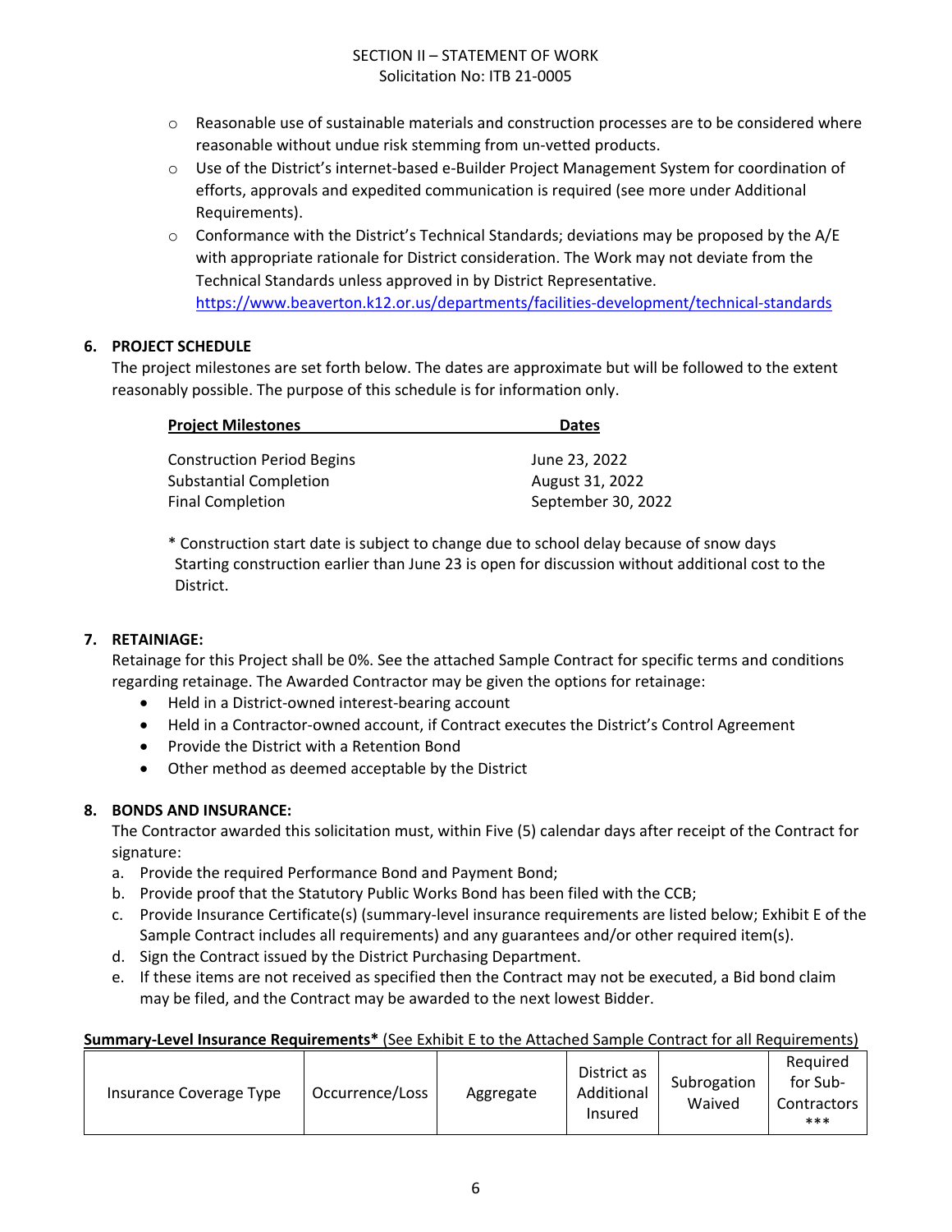- Reasonable use of sustainable materials and construction processes are to be considered where reasonable without undue risk stemming from un-vetted products.
- Use of the District's internet-based e-Builder Project Management System for coordination of efforts, approvals and expedited communication is required (see more under Additional Requirements).
- Conformance with the District's Technical Standards; deviations may be proposed by the A/E with appropriate rationale for District consideration. The Work may not deviate from the Technical Standards unless approved in by District Representative. https://www.beaverton.k12.or.us/departments/facilities-development/technical-standards

## 6. PROJECT SCHEDULE

The project milestones are set forth below. The dates are approximate but will be followed to the extent reasonably possible. The purpose of this schedule is for information only.

| Project Milestones | Dates |
|---|---|
| Construction Period Begins | June 23, 2022 |
| Substantial Completion | August 31, 2022 |
| Final Completion | September 30, 2022 |

\* Construction start date is subject to change due to school delay because of snow days
Starting construction earlier than June 23 is open for discussion without additional cost to the District.

## 7. RETAINIAGE:

Retainage for this Project shall be 0%. See the attached Sample Contract for specific terms and conditions regarding retainage. The Awarded Contractor may be given the options for retainage:

- Held in a District-owned interest-bearing account
- Held in a Contractor-owned account, if Contract executes the District's Control Agreement
- Provide the District with a Retention Bond
- Other method as deemed acceptable by the District

## 8. BONDS AND INSURANCE:

The Contractor awarded this solicitation must, within Five (5) calendar days after receipt of the Contract for signature:

a. Provide the required Performance Bond and Payment Bond;
b. Provide proof that the Statutory Public Works Bond has been filed with the CCB;
c. Provide Insurance Certificate(s) (summary-level insurance requirements are listed below; Exhibit E of the Sample Contract includes all requirements) and any guarantees and/or other required item(s).
d. Sign the Contract issued by the District Purchasing Department.
e. If these items are not received as specified then the Contract may not be executed, a Bid bond claim may be filed, and the Contract may be awarded to the next lowest Bidder.

**Summary-Level Insurance Requirements*** (See Exhibit E to the Attached Sample Contract for all Requirements)

| Insurance Coverage Type | Occurrence/Loss | Aggregate | District as Additional Insured | Subrogation Waived | Required for Sub-Contractors *** |
|---|---|---|---|---|---|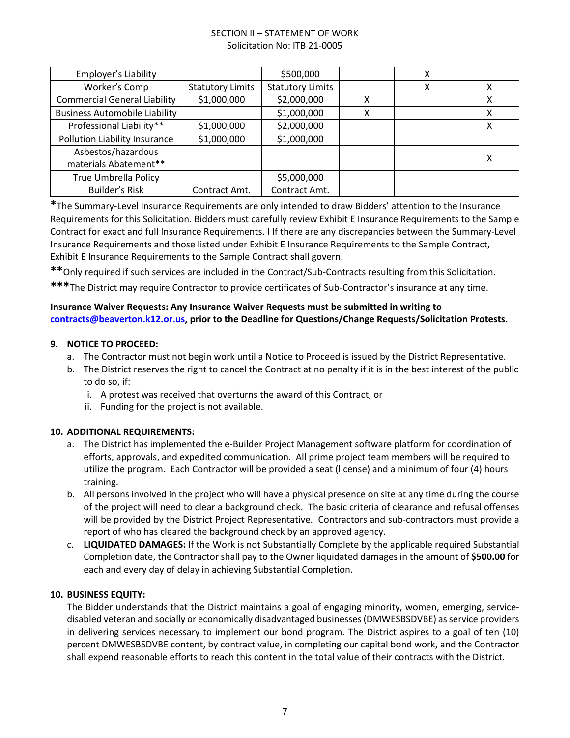| Employer's Liability | | $500,000 | | X | |
|---|---|---|---|---|---|
| Worker's Comp | Statutory Limits | Statutory Limits | | X | X |
| Commercial General Liability | $1,000,000 | $2,000,000 | X | | X |
| Business Automobile Liability | | $1,000,000 | X | | X |
| Professional Liability** | $1,000,000 | $2,000,000 | | | X |
| Pollution Liability Insurance | $1,000,000 | $1,000,000 | | | |
| Asbestos/hazardous materials Abatement** | | | | | X |
| True Umbrella Policy | | $5,000,000 | | | |
| Builder's Risk | Contract Amt. | Contract Amt. | | | |

***The Summary-Level Insurance Requirements are only intended to draw Bidders' attention to the Insurance Requirements for this Solicitation. Bidders must carefully review Exhibit E Insurance Requirements to the Sample Contract for exact and full Insurance Requirements. I If there are any discrepancies between the Summary-Level Insurance Requirements and those listed under Exhibit E Insurance Requirements to the Sample Contract, Exhibit E Insurance Requirements to the Sample Contract shall govern.**

****Only required if such services are included in the Contract/Sub-Contracts resulting from this Solicitation.**

*****The District may require Contractor to provide certificates of Sub-Contractor's insurance at any time.**

**Insurance Waiver Requests: Any Insurance Waiver Requests must be submitted in writing to contracts@beaverton.k12.or.us, prior to the Deadline for Questions/Change Requests/Solicitation Protests.**

**9. NOTICE TO PROCEED:**

a. The Contractor must not begin work until a Notice to Proceed is issued by the District Representative.
b. The District reserves the right to cancel the Contract at no penalty if it is in the best interest of the public to do so, if:
   i. A protest was received that overturns the award of this Contract, or
   ii. Funding for the project is not available.

**10. ADDITIONAL REQUIREMENTS:**

a. The District has implemented the e-Builder Project Management software platform for coordination of efforts, approvals, and expedited communication. All prime project team members will be required to utilize the program. Each Contractor will be provided a seat (license) and a minimum of four (4) hours training.
b. All persons involved in the project who will have a physical presence on site at any time during the course of the project will need to clear a background check. The basic criteria of clearance and refusal offenses will be provided by the District Project Representative. Contractors and sub-contractors must provide a report of who has cleared the background check by an approved agency.
c. **LIQUIDATED DAMAGES:** If the Work is not Substantially Complete by the applicable required Substantial Completion date, the Contractor shall pay to the Owner liquidated damages in the amount of **$500.00** for each and every day of delay in achieving Substantial Completion.

**10. BUSINESS EQUITY:**

The Bidder understands that the District maintains a goal of engaging minority, women, emerging, service-disabled veteran and socially or economically disadvantaged businesses (DMWESBSDVBE) as service providers in delivering services necessary to implement our bond program. The District aspires to a goal of ten (10) percent DMWESBSDVBE content, by contract value, in completing our capital bond work, and the Contractor shall expend reasonable efforts to reach this content in the total value of their contracts with the District.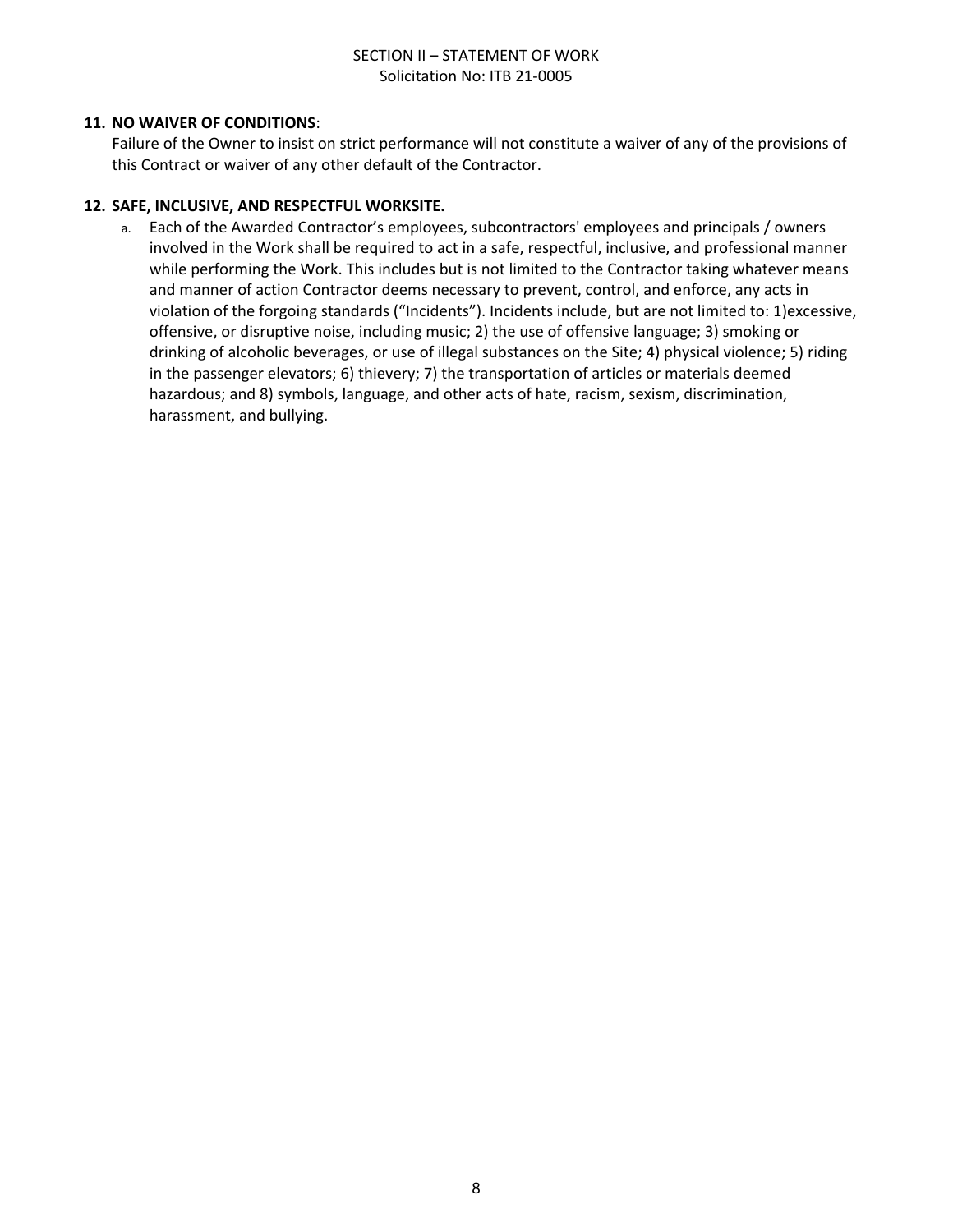**11. NO WAIVER OF CONDITIONS**:

Failure of the Owner to insist on strict performance will not constitute a waiver of any of the provisions of this Contract or waiver of any other default of the Contractor.

**12. SAFE, INCLUSIVE, AND RESPECTFUL WORKSITE.**

a. Each of the Awarded Contractor's employees, subcontractors' employees and principals / owners involved in the Work shall be required to act in a safe, respectful, inclusive, and professional manner while performing the Work. This includes but is not limited to the Contractor taking whatever means and manner of action Contractor deems necessary to prevent, control, and enforce, any acts in violation of the forgoing standards ("Incidents"). Incidents include, but are not limited to: 1)excessive, offensive, or disruptive noise, including music; 2) the use of offensive language; 3) smoking or drinking of alcoholic beverages, or use of illegal substances on the Site; 4) physical violence; 5) riding in the passenger elevators; 6) thievery; 7) the transportation of articles or materials deemed hazardous; and 8) symbols, language, and other acts of hate, racism, sexism, discrimination, harassment, and bullying.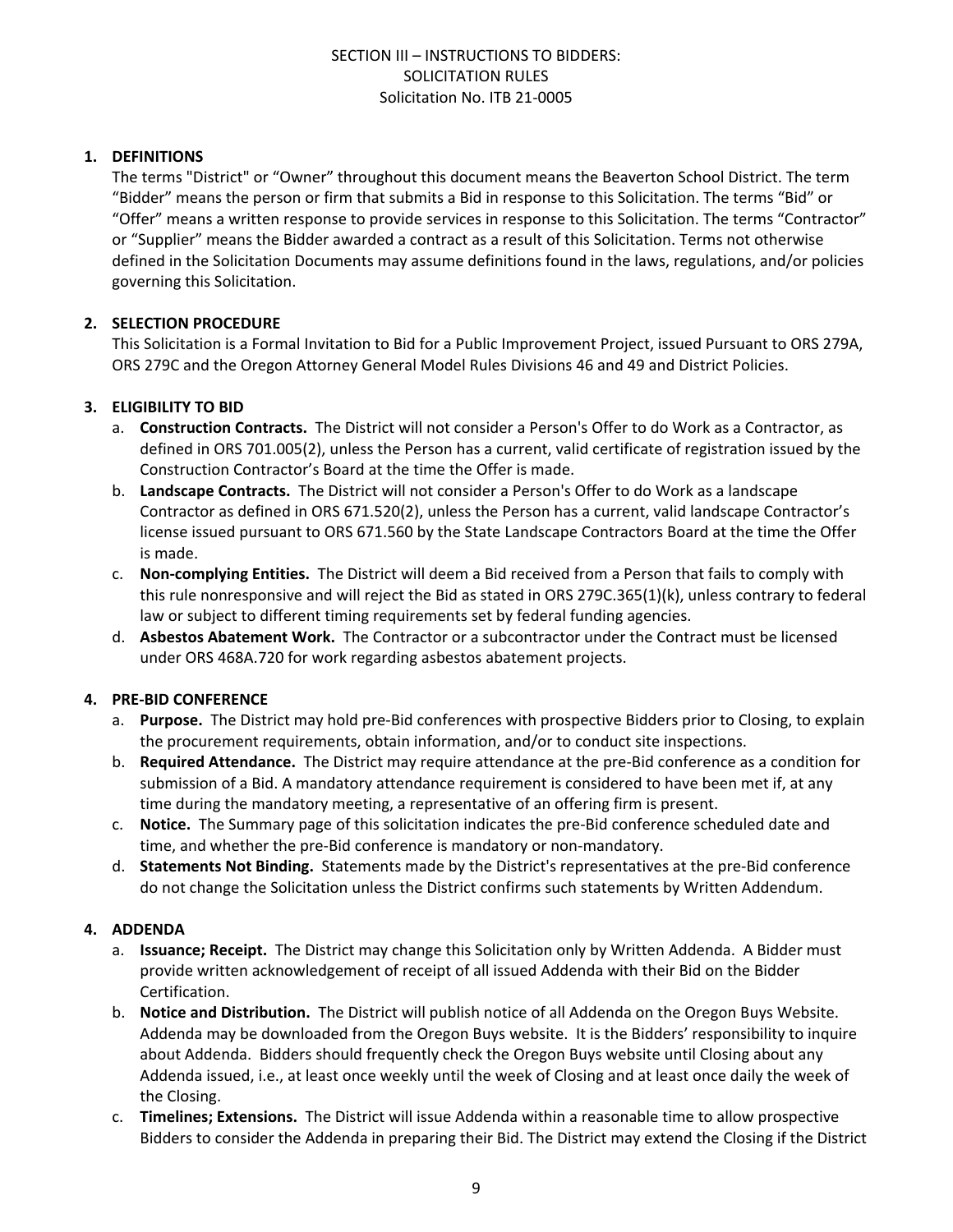SECTION III – INSTRUCTIONS TO BIDDERS:
SOLICITATION RULES
Solicitation No. ITB 21-0005

**1. DEFINITIONS**

The terms "District" or "Owner" throughout this document means the Beaverton School District. The term "Bidder" means the person or firm that submits a Bid in response to this Solicitation. The terms "Bid" or "Offer" means a written response to provide services in response to this Solicitation. The terms "Contractor" or "Supplier" means the Bidder awarded a contract as a result of this Solicitation. Terms not otherwise defined in the Solicitation Documents may assume definitions found in the laws, regulations, and/or policies governing this Solicitation.

**2. SELECTION PROCEDURE**

This Solicitation is a Formal Invitation to Bid for a Public Improvement Project, issued Pursuant to ORS 279A, ORS 279C and the Oregon Attorney General Model Rules Divisions 46 and 49 and District Policies.

**3. ELIGIBILITY TO BID**

a. **Construction Contracts.** The District will not consider a Person's Offer to do Work as a Contractor, as defined in ORS 701.005(2), unless the Person has a current, valid certificate of registration issued by the Construction Contractor's Board at the time the Offer is made.

b. **Landscape Contracts.** The District will not consider a Person's Offer to do Work as a landscape Contractor as defined in ORS 671.520(2), unless the Person has a current, valid landscape Contractor's license issued pursuant to ORS 671.560 by the State Landscape Contractors Board at the time the Offer is made.

c. **Non-complying Entities.** The District will deem a Bid received from a Person that fails to comply with this rule nonresponsive and will reject the Bid as stated in ORS 279C.365(1)(k), unless contrary to federal law or subject to different timing requirements set by federal funding agencies.

d. **Asbestos Abatement Work.** The Contractor or a subcontractor under the Contract must be licensed under ORS 468A.720 for work regarding asbestos abatement projects.

**4. PRE-BID CONFERENCE**

a. **Purpose.** The District may hold pre-Bid conferences with prospective Bidders prior to Closing, to explain the procurement requirements, obtain information, and/or to conduct site inspections.

b. **Required Attendance.** The District may require attendance at the pre-Bid conference as a condition for submission of a Bid. A mandatory attendance requirement is considered to have been met if, at any time during the mandatory meeting, a representative of an offering firm is present.

c. **Notice.** The Summary page of this solicitation indicates the pre-Bid conference scheduled date and time, and whether the pre-Bid conference is mandatory or non-mandatory.

d. **Statements Not Binding.** Statements made by the District's representatives at the pre-Bid conference do not change the Solicitation unless the District confirms such statements by Written Addendum.

**4. ADDENDA**

a. **Issuance; Receipt.** The District may change this Solicitation only by Written Addenda. A Bidder must provide written acknowledgement of receipt of all issued Addenda with their Bid on the Bidder Certification.

b. **Notice and Distribution.** The District will publish notice of all Addenda on the Oregon Buys Website. Addenda may be downloaded from the Oregon Buys website. It is the Bidders' responsibility to inquire about Addenda. Bidders should frequently check the Oregon Buys website until Closing about any Addenda issued, i.e., at least once weekly until the week of Closing and at least once daily the week of the Closing.

c. **Timelines; Extensions.** The District will issue Addenda within a reasonable time to allow prospective Bidders to consider the Addenda in preparing their Bid. The District may extend the Closing if the District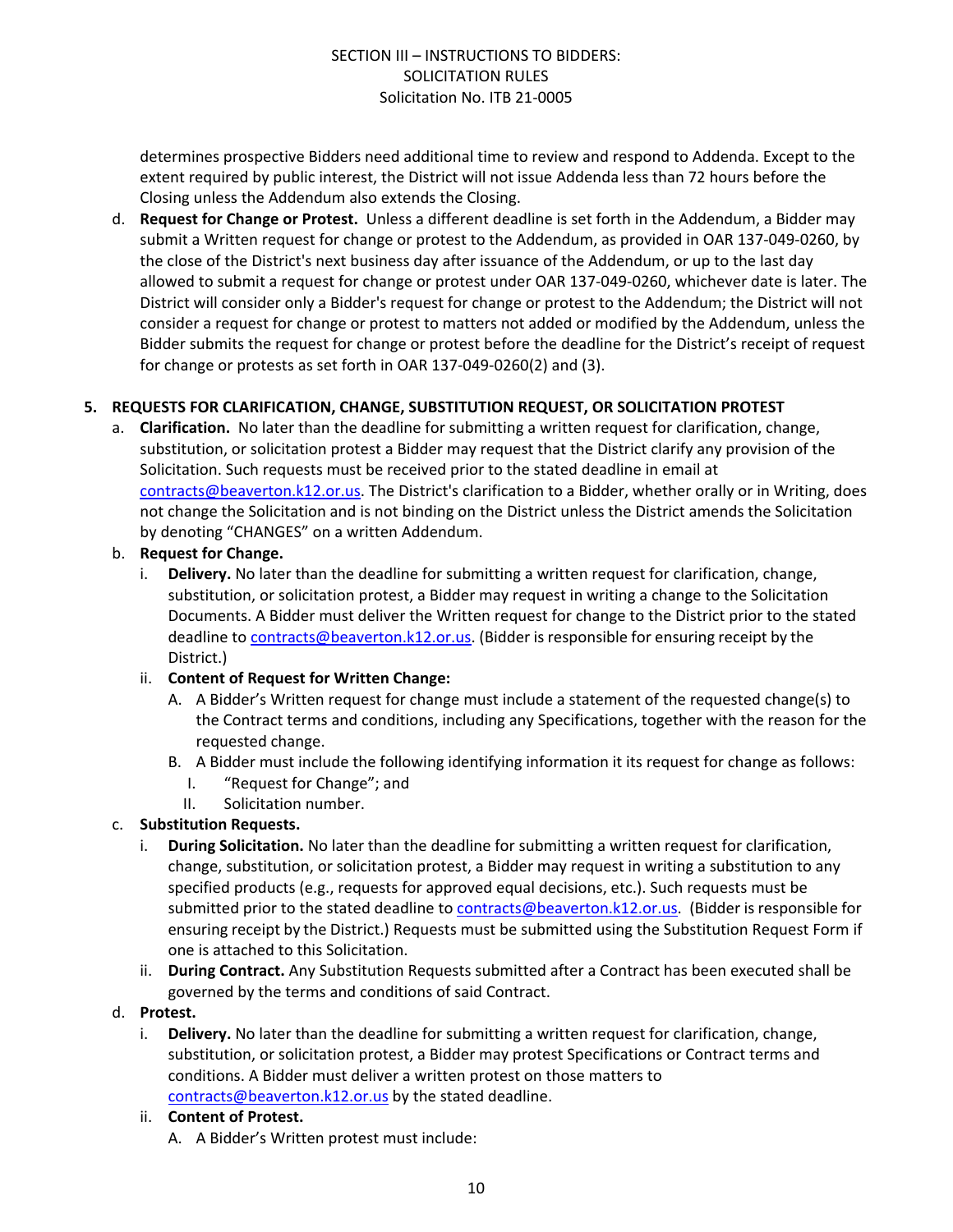determines prospective Bidders need additional time to review and respond to Addenda. Except to the extent required by public interest, the District will not issue Addenda less than 72 hours before the Closing unless the Addendum also extends the Closing.

d. **Request for Change or Protest.** Unless a different deadline is set forth in the Addendum, a Bidder may submit a Written request for change or protest to the Addendum, as provided in OAR 137-049-0260, by the close of the District's next business day after issuance of the Addendum, or up to the last day allowed to submit a request for change or protest under OAR 137-049-0260, whichever date is later. The District will consider only a Bidder's request for change or protest to the Addendum; the District will not consider a request for change or protest to matters not added or modified by the Addendum, unless the Bidder submits the request for change or protest before the deadline for the District's receipt of request for change or protests as set forth in OAR 137-049-0260(2) and (3).

## 5. REQUESTS FOR CLARIFICATION, CHANGE, SUBSTITUTION REQUEST, OR SOLICITATION PROTEST

a. **Clarification.** No later than the deadline for submitting a written request for clarification, change, substitution, or solicitation protest a Bidder may request that the District clarify any provision of the Solicitation. Such requests must be received prior to the stated deadline in email at contracts@beaverton.k12.or.us. The District's clarification to a Bidder, whether orally or in Writing, does not change the Solicitation and is not binding on the District unless the District amends the Solicitation by denoting "CHANGES" on a written Addendum.

b. **Request for Change.**
   i. **Delivery.** No later than the deadline for submitting a written request for clarification, change, substitution, or solicitation protest, a Bidder may request in writing a change to the Solicitation Documents. A Bidder must deliver the Written request for change to the District prior to the stated deadline to contracts@beaverton.k12.or.us. (Bidder is responsible for ensuring receipt by the District.)
   ii. **Content of Request for Written Change:**
      A. A Bidder's Written request for change must include a statement of the requested change(s) to the Contract terms and conditions, including any Specifications, together with the reason for the requested change.
      B. A Bidder must include the following identifying information it its request for change as follows:
         I. "Request for Change"; and
         II. Solicitation number.

c. **Substitution Requests.**
   i. **During Solicitation.** No later than the deadline for submitting a written request for clarification, change, substitution, or solicitation protest, a Bidder may request in writing a substitution to any specified products (e.g., requests for approved equal decisions, etc.). Such requests must be submitted prior to the stated deadline to contracts@beaverton.k12.or.us. (Bidder is responsible for ensuring receipt by the District.) Requests must be submitted using the Substitution Request Form if one is attached to this Solicitation.
   ii. **During Contract.** Any Substitution Requests submitted after a Contract has been executed shall be governed by the terms and conditions of said Contract.

d. **Protest.**
   i. **Delivery.** No later than the deadline for submitting a written request for clarification, change, substitution, or solicitation protest, a Bidder may protest Specifications or Contract terms and conditions. A Bidder must deliver a written protest on those matters to contracts@beaverton.k12.or.us by the stated deadline.
   ii. **Content of Protest.**
      A. A Bidder's Written protest must include: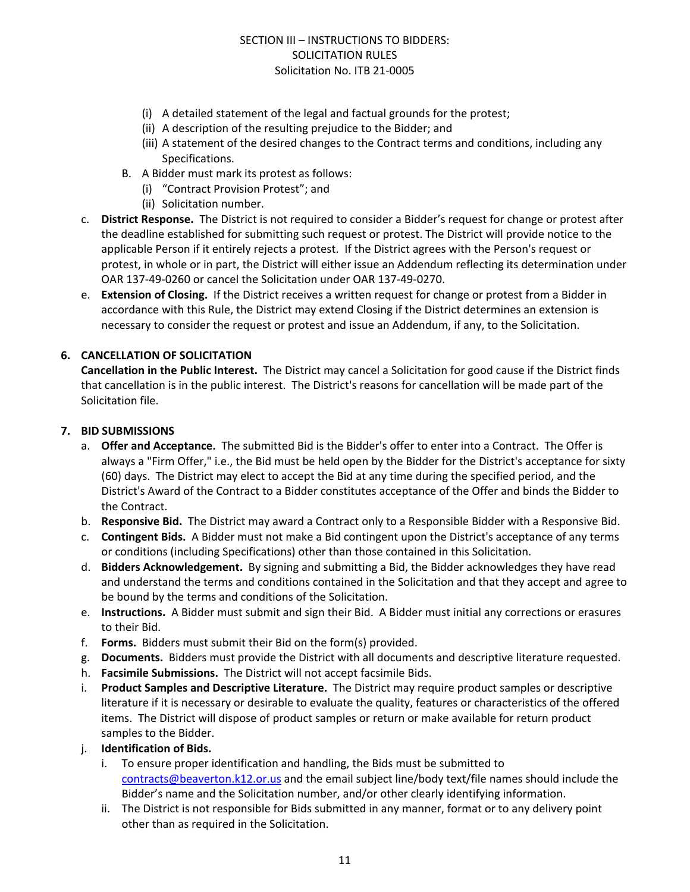(i) A detailed statement of the legal and factual grounds for the protest;
   (ii) A description of the resulting prejudice to the Bidder; and
   (iii) A statement of the desired changes to the Contract terms and conditions, including any Specifications.

B. A Bidder must mark its protest as follows:
   (i) "Contract Provision Protest"; and
   (ii) Solicitation number.

c. **District Response.** The District is not required to consider a Bidder's request for change or protest after the deadline established for submitting such request or protest. The District will provide notice to the applicable Person if it entirely rejects a protest. If the District agrees with the Person's request or protest, in whole or in part, the District will either issue an Addendum reflecting its determination under OAR 137-49-0260 or cancel the Solicitation under OAR 137-49-0270.

e. **Extension of Closing.** If the District receives a written request for change or protest from a Bidder in accordance with this Rule, the District may extend Closing if the District determines an extension is necessary to consider the request or protest and issue an Addendum, if any, to the Solicitation.

**6. CANCELLATION OF SOLICITATION**

**Cancellation in the Public Interest.** The District may cancel a Solicitation for good cause if the District finds that cancellation is in the public interest. The District's reasons for cancellation will be made part of the Solicitation file.

**7. BID SUBMISSIONS**

a. **Offer and Acceptance.** The submitted Bid is the Bidder's offer to enter into a Contract. The Offer is always a "Firm Offer," i.e., the Bid must be held open by the Bidder for the District's acceptance for sixty (60) days. The District may elect to accept the Bid at any time during the specified period, and the District's Award of the Contract to a Bidder constitutes acceptance of the Offer and binds the Bidder to the Contract.

b. **Responsive Bid.** The District may award a Contract only to a Responsible Bidder with a Responsive Bid.

c. **Contingent Bids.** A Bidder must not make a Bid contingent upon the District's acceptance of any terms or conditions (including Specifications) other than those contained in this Solicitation.

d. **Bidders Acknowledgement.** By signing and submitting a Bid, the Bidder acknowledges they have read and understand the terms and conditions contained in the Solicitation and that they accept and agree to be bound by the terms and conditions of the Solicitation.

e. **Instructions.** A Bidder must submit and sign their Bid. A Bidder must initial any corrections or erasures to their Bid.

f. **Forms.** Bidders must submit their Bid on the form(s) provided.

g. **Documents.** Bidders must provide the District with all documents and descriptive literature requested.

h. **Facsimile Submissions.** The District will not accept facsimile Bids.

i. **Product Samples and Descriptive Literature.** The District may require product samples or descriptive literature if it is necessary or desirable to evaluate the quality, features or characteristics of the offered items. The District will dispose of product samples or return or make available for return product samples to the Bidder.

j. **Identification of Bids.**
   i. To ensure proper identification and handling, the Bids must be submitted to contracts@beaverton.k12.or.us and the email subject line/body text/file names should include the Bidder's name and the Solicitation number, and/or other clearly identifying information.
   ii. The District is not responsible for Bids submitted in any manner, format or to any delivery point other than as required in the Solicitation.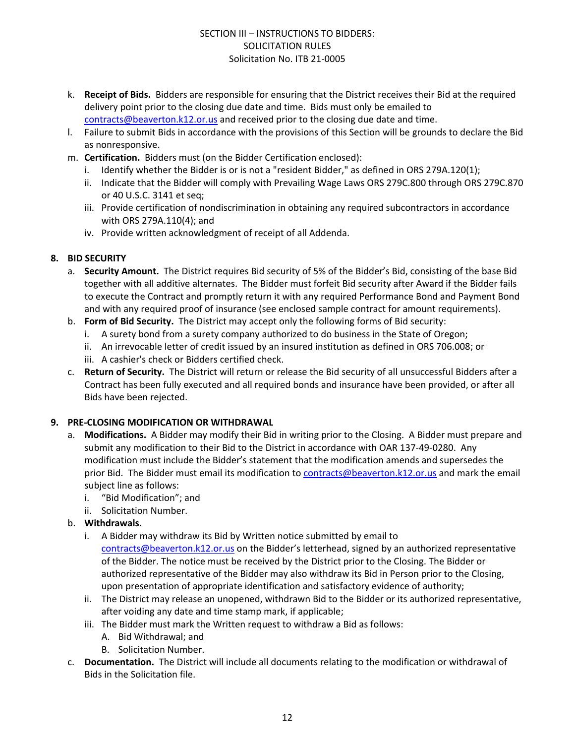k. **Receipt of Bids.** Bidders are responsible for ensuring that the District receives their Bid at the required delivery point prior to the closing due date and time. Bids must only be emailed to contracts@beaverton.k12.or.us and received prior to the closing due date and time.

l. Failure to submit Bids in accordance with the provisions of this Section will be grounds to declare the Bid as nonresponsive.

m. **Certification.** Bidders must (on the Bidder Certification enclosed):
   i. Identify whether the Bidder is or is not a "resident Bidder," as defined in ORS 279A.120(1);
   ii. Indicate that the Bidder will comply with Prevailing Wage Laws ORS 279C.800 through ORS 279C.870 or 40 U.S.C. 3141 et seq;
   iii. Provide certification of nondiscrimination in obtaining any required subcontractors in accordance with ORS 279A.110(4); and
   iv. Provide written acknowledgment of receipt of all Addenda.

## 8. BID SECURITY

a. **Security Amount.** The District requires Bid security of 5% of the Bidder's Bid, consisting of the base Bid together with all additive alternates. The Bidder must forfeit Bid security after Award if the Bidder fails to execute the Contract and promptly return it with any required Performance Bond and Payment Bond and with any required proof of insurance (see enclosed sample contract for amount requirements).

b. **Form of Bid Security.** The District may accept only the following forms of Bid security:
   i. A surety bond from a surety company authorized to do business in the State of Oregon;
   ii. An irrevocable letter of credit issued by an insured institution as defined in ORS 706.008; or
   iii. A cashier's check or Bidders certified check.

c. **Return of Security.** The District will return or release the Bid security of all unsuccessful Bidders after a Contract has been fully executed and all required bonds and insurance have been provided, or after all Bids have been rejected.

## 9. PRE-CLOSING MODIFICATION OR WITHDRAWAL

a. **Modifications.** A Bidder may modify their Bid in writing prior to the Closing. A Bidder must prepare and submit any modification to their Bid to the District in accordance with OAR 137-49-0280. Any modification must include the Bidder's statement that the modification amends and supersedes the prior Bid. The Bidder must email its modification to contracts@beaverton.k12.or.us and mark the email subject line as follows:
   i. "Bid Modification"; and
   ii. Solicitation Number.

b. **Withdrawals.**
   i. A Bidder may withdraw its Bid by Written notice submitted by email to contracts@beaverton.k12.or.us on the Bidder's letterhead, signed by an authorized representative of the Bidder. The notice must be received by the District prior to the Closing. The Bidder or authorized representative of the Bidder may also withdraw its Bid in Person prior to the Closing, upon presentation of appropriate identification and satisfactory evidence of authority;
   ii. The District may release an unopened, withdrawn Bid to the Bidder or its authorized representative, after voiding any date and time stamp mark, if applicable;
   iii. The Bidder must mark the Written request to withdraw a Bid as follows:
      A. Bid Withdrawal; and
      B. Solicitation Number.

c. **Documentation.** The District will include all documents relating to the modification or withdrawal of Bids in the Solicitation file.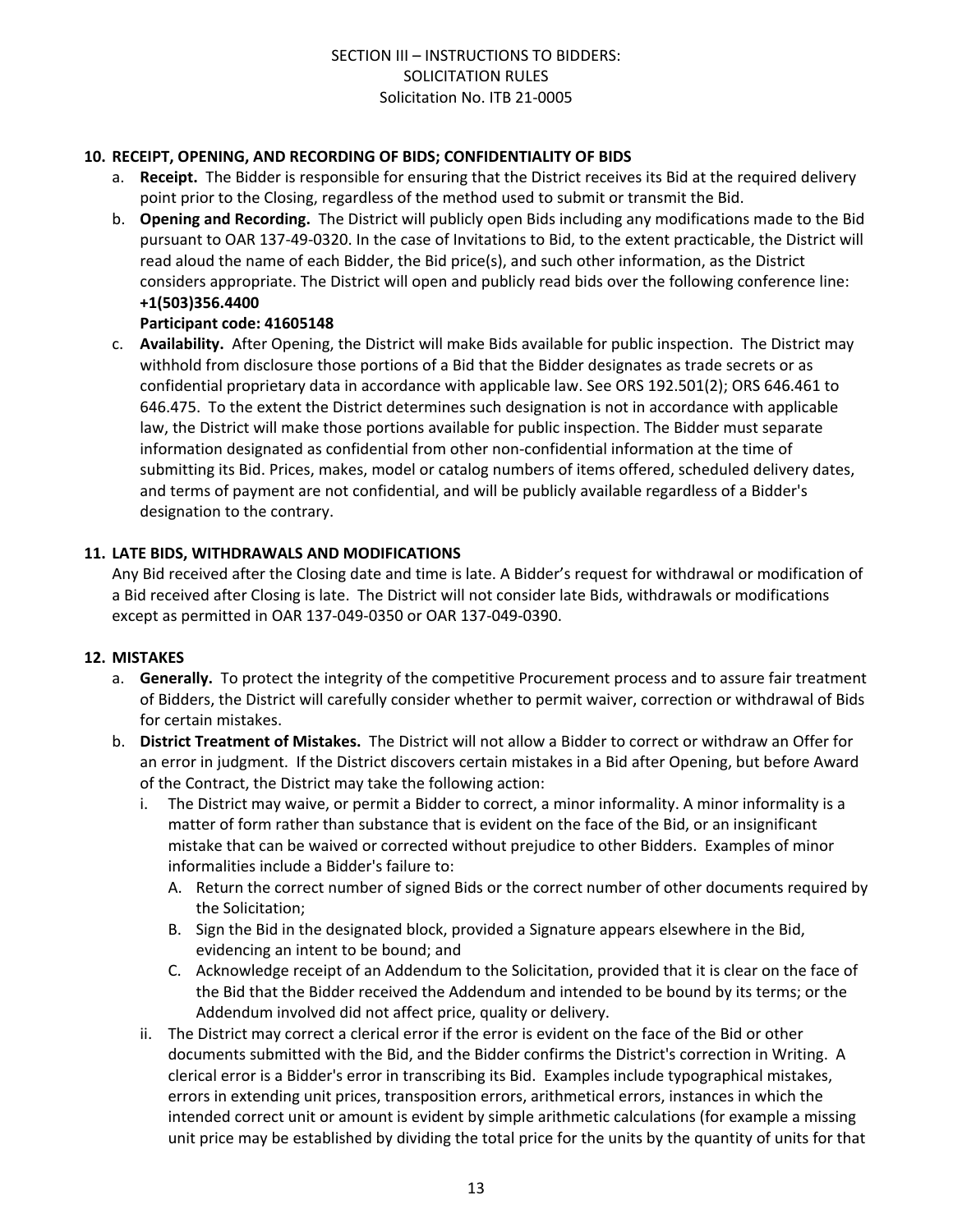## 10. RECEIPT, OPENING, AND RECORDING OF BIDS; CONFIDENTIALITY OF BIDS

a. **Receipt.** The Bidder is responsible for ensuring that the District receives its Bid at the required delivery point prior to the Closing, regardless of the method used to submit or transmit the Bid.

b. **Opening and Recording.** The District will publicly open Bids including any modifications made to the Bid pursuant to OAR 137-49-0320. In the case of Invitations to Bid, to the extent practicable, the District will read aloud the name of each Bidder, the Bid price(s), and such other information, as the District considers appropriate. The District will open and publicly read bids over the following conference line:
**+1(503)356.4400**
**Participant code: 41605148**

c. **Availability.** After Opening, the District will make Bids available for public inspection. The District may withhold from disclosure those portions of a Bid that the Bidder designates as trade secrets or as confidential proprietary data in accordance with applicable law. See ORS 192.501(2); ORS 646.461 to 646.475. To the extent the District determines such designation is not in accordance with applicable law, the District will make those portions available for public inspection. The Bidder must separate information designated as confidential from other non-confidential information at the time of submitting its Bid. Prices, makes, model or catalog numbers of items offered, scheduled delivery dates, and terms of payment are not confidential, and will be publicly available regardless of a Bidder's designation to the contrary.

## 11. LATE BIDS, WITHDRAWALS AND MODIFICATIONS

Any Bid received after the Closing date and time is late. A Bidder's request for withdrawal or modification of a Bid received after Closing is late. The District will not consider late Bids, withdrawals or modifications except as permitted in OAR 137-049-0350 or OAR 137-049-0390.

## 12. MISTAKES

a. **Generally.** To protect the integrity of the competitive Procurement process and to assure fair treatment of Bidders, the District will carefully consider whether to permit waiver, correction or withdrawal of Bids for certain mistakes.

b. **District Treatment of Mistakes.** The District will not allow a Bidder to correct or withdraw an Offer for an error in judgment. If the District discovers certain mistakes in a Bid after Opening, but before Award of the Contract, the District may take the following action:

   i. The District may waive, or permit a Bidder to correct, a minor informality. A minor informality is a matter of form rather than substance that is evident on the face of the Bid, or an insignificant mistake that can be waived or corrected without prejudice to other Bidders. Examples of minor informalities include a Bidder's failure to:

      A. Return the correct number of signed Bids or the correct number of other documents required by the Solicitation;

      B. Sign the Bid in the designated block, provided a Signature appears elsewhere in the Bid, evidencing an intent to be bound; and

      C. Acknowledge receipt of an Addendum to the Solicitation, provided that it is clear on the face of the Bid that the Bidder received the Addendum and intended to be bound by its terms; or the Addendum involved did not affect price, quality or delivery.

   ii. The District may correct a clerical error if the error is evident on the face of the Bid or other documents submitted with the Bid, and the Bidder confirms the District's correction in Writing. A clerical error is a Bidder's error in transcribing its Bid. Examples include typographical mistakes, errors in extending unit prices, transposition errors, arithmetical errors, instances in which the intended correct unit or amount is evident by simple arithmetic calculations (for example a missing unit price may be established by dividing the total price for the units by the quantity of units for that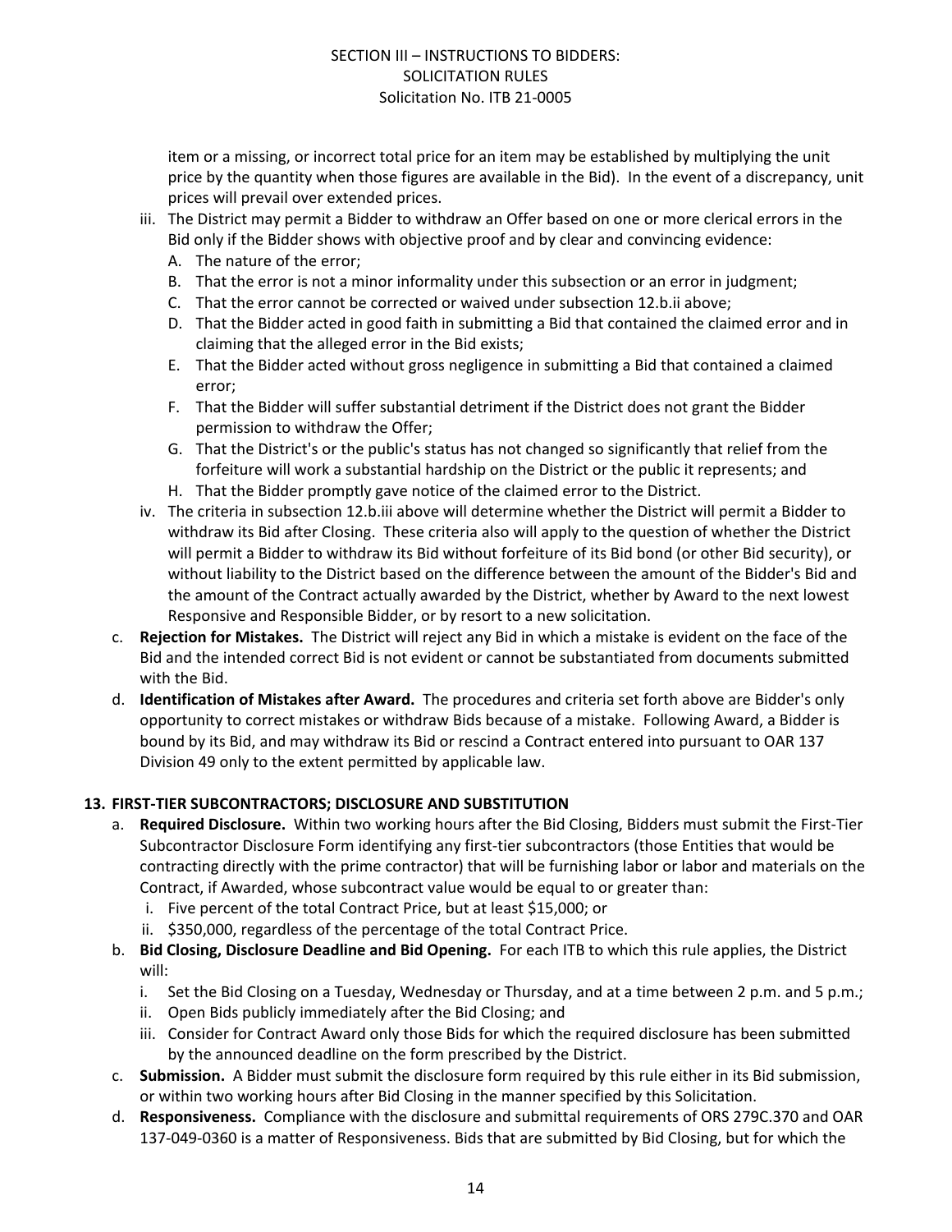item or a missing, or incorrect total price for an item may be established by multiplying the unit price by the quantity when those figures are available in the Bid). In the event of a discrepancy, unit prices will prevail over extended prices.

   iii. The District may permit a Bidder to withdraw an Offer based on one or more clerical errors in the Bid only if the Bidder shows with objective proof and by clear and convincing evidence:
      A. The nature of the error;
      B. That the error is not a minor informality under this subsection or an error in judgment;
      C. That the error cannot be corrected or waived under subsection 12.b.ii above;
      D. That the Bidder acted in good faith in submitting a Bid that contained the claimed error and in claiming that the alleged error in the Bid exists;
      E. That the Bidder acted without gross negligence in submitting a Bid that contained a claimed error;
      F. That the Bidder will suffer substantial detriment if the District does not grant the Bidder permission to withdraw the Offer;
      G. That the District's or the public's status has not changed so significantly that relief from the forfeiture will work a substantial hardship on the District or the public it represents; and
      H. That the Bidder promptly gave notice of the claimed error to the District.

   iv. The criteria in subsection 12.b.iii above will determine whether the District will permit a Bidder to withdraw its Bid after Closing. These criteria also will apply to the question of whether the District will permit a Bidder to withdraw its Bid without forfeiture of its Bid bond (or other Bid security), or without liability to the District based on the difference between the amount of the Bidder's Bid and the amount of the Contract actually awarded by the District, whether by Award to the next lowest Responsive and Responsible Bidder, or by resort to a new solicitation.

c. **Rejection for Mistakes.** The District will reject any Bid in which a mistake is evident on the face of the Bid and the intended correct Bid is not evident or cannot be substantiated from documents submitted with the Bid.

d. **Identification of Mistakes after Award.** The procedures and criteria set forth above are Bidder's only opportunity to correct mistakes or withdraw Bids because of a mistake. Following Award, a Bidder is bound by its Bid, and may withdraw its Bid or rescind a Contract entered into pursuant to OAR 137 Division 49 only to the extent permitted by applicable law.

**13. FIRST-TIER SUBCONTRACTORS; DISCLOSURE AND SUBSTITUTION**

a. **Required Disclosure.** Within two working hours after the Bid Closing, Bidders must submit the First-Tier Subcontractor Disclosure Form identifying any first-tier subcontractors (those Entities that would be contracting directly with the prime contractor) that will be furnishing labor or labor and materials on the Contract, if Awarded, whose subcontract value would be equal to or greater than:
   i. Five percent of the total Contract Price, but at least $15,000; or
   ii. $350,000, regardless of the percentage of the total Contract Price.

b. **Bid Closing, Disclosure Deadline and Bid Opening.** For each ITB to which this rule applies, the District will:
   i. Set the Bid Closing on a Tuesday, Wednesday or Thursday, and at a time between 2 p.m. and 5 p.m.;
   ii. Open Bids publicly immediately after the Bid Closing; and
   iii. Consider for Contract Award only those Bids for which the required disclosure has been submitted by the announced deadline on the form prescribed by the District.

c. **Submission.** A Bidder must submit the disclosure form required by this rule either in its Bid submission, or within two working hours after Bid Closing in the manner specified by this Solicitation.

d. **Responsiveness.** Compliance with the disclosure and submittal requirements of ORS 279C.370 and OAR 137-049-0360 is a matter of Responsiveness. Bids that are submitted by Bid Closing, but for which the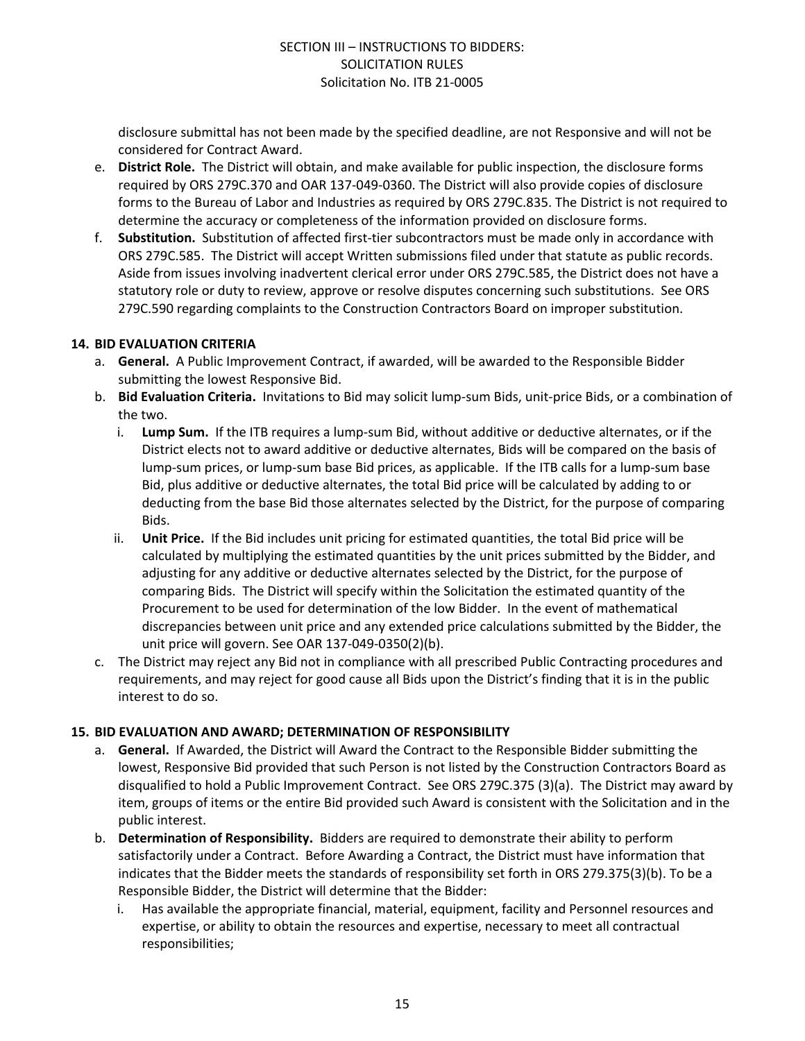disclosure submittal has not been made by the specified deadline, are not Responsive and will not be considered for Contract Award.

e. **District Role.** The District will obtain, and make available for public inspection, the disclosure forms required by ORS 279C.370 and OAR 137-049-0360. The District will also provide copies of disclosure forms to the Bureau of Labor and Industries as required by ORS 279C.835. The District is not required to determine the accuracy or completeness of the information provided on disclosure forms.

f. **Substitution.** Substitution of affected first-tier subcontractors must be made only in accordance with ORS 279C.585. The District will accept Written submissions filed under that statute as public records. Aside from issues involving inadvertent clerical error under ORS 279C.585, the District does not have a statutory role or duty to review, approve or resolve disputes concerning such substitutions. See ORS 279C.590 regarding complaints to the Construction Contractors Board on improper substitution.

**14. BID EVALUATION CRITERIA**

a. **General.** A Public Improvement Contract, if awarded, will be awarded to the Responsible Bidder submitting the lowest Responsive Bid.

b. **Bid Evaluation Criteria.** Invitations to Bid may solicit lump-sum Bids, unit-price Bids, or a combination of the two.

   i. **Lump Sum.** If the ITB requires a lump-sum Bid, without additive or deductive alternates, or if the District elects not to award additive or deductive alternates, Bids will be compared on the basis of lump-sum prices, or lump-sum base Bid prices, as applicable. If the ITB calls for a lump-sum base Bid, plus additive or deductive alternates, the total Bid price will be calculated by adding to or deducting from the base Bid those alternates selected by the District, for the purpose of comparing Bids.

   ii. **Unit Price.** If the Bid includes unit pricing for estimated quantities, the total Bid price will be calculated by multiplying the estimated quantities by the unit prices submitted by the Bidder, and adjusting for any additive or deductive alternates selected by the District, for the purpose of comparing Bids. The District will specify within the Solicitation the estimated quantity of the Procurement to be used for determination of the low Bidder. In the event of mathematical discrepancies between unit price and any extended price calculations submitted by the Bidder, the unit price will govern. See OAR 137-049-0350(2)(b).

c. The District may reject any Bid not in compliance with all prescribed Public Contracting procedures and requirements, and may reject for good cause all Bids upon the District's finding that it is in the public interest to do so.

**15. BID EVALUATION AND AWARD; DETERMINATION OF RESPONSIBILITY**

a. **General.** If Awarded, the District will Award the Contract to the Responsible Bidder submitting the lowest, Responsive Bid provided that such Person is not listed by the Construction Contractors Board as disqualified to hold a Public Improvement Contract. See ORS 279C.375 (3)(a). The District may award by item, groups of items or the entire Bid provided such Award is consistent with the Solicitation and in the public interest.

b. **Determination of Responsibility.** Bidders are required to demonstrate their ability to perform satisfactorily under a Contract. Before Awarding a Contract, the District must have information that indicates that the Bidder meets the standards of responsibility set forth in ORS 279.375(3)(b). To be a Responsible Bidder, the District will determine that the Bidder:

   i. Has available the appropriate financial, material, equipment, facility and Personnel resources and expertise, or ability to obtain the resources and expertise, necessary to meet all contractual responsibilities;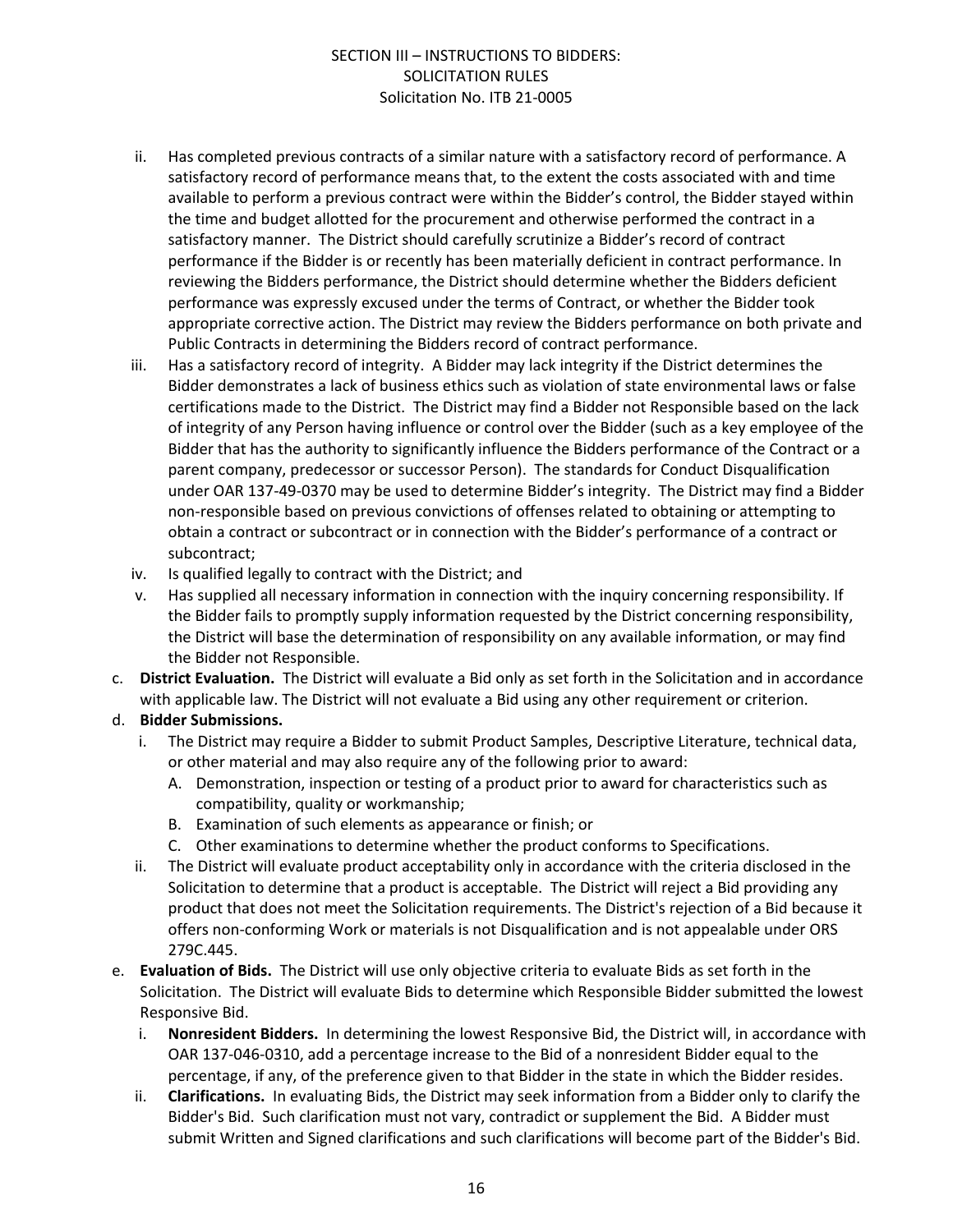ii. Has completed previous contracts of a similar nature with a satisfactory record of performance. A satisfactory record of performance means that, to the extent the costs associated with and time available to perform a previous contract were within the Bidder's control, the Bidder stayed within the time and budget allotted for the procurement and otherwise performed the contract in a satisfactory manner. The District should carefully scrutinize a Bidder's record of contract performance if the Bidder is or recently has been materially deficient in contract performance. In reviewing the Bidders performance, the District should determine whether the Bidders deficient performance was expressly excused under the terms of Contract, or whether the Bidder took appropriate corrective action. The District may review the Bidders performance on both private and Public Contracts in determining the Bidders record of contract performance.

iii. Has a satisfactory record of integrity. A Bidder may lack integrity if the District determines the Bidder demonstrates a lack of business ethics such as violation of state environmental laws or false certifications made to the District. The District may find a Bidder not Responsible based on the lack of integrity of any Person having influence or control over the Bidder (such as a key employee of the Bidder that has the authority to significantly influence the Bidders performance of the Contract or a parent company, predecessor or successor Person). The standards for Conduct Disqualification under OAR 137-49-0370 may be used to determine Bidder's integrity. The District may find a Bidder non-responsible based on previous convictions of offenses related to obtaining or attempting to obtain a contract or subcontract or in connection with the Bidder's performance of a contract or subcontract;

iv. Is qualified legally to contract with the District; and

v. Has supplied all necessary information in connection with the inquiry concerning responsibility. If the Bidder fails to promptly supply information requested by the District concerning responsibility, the District will base the determination of responsibility on any available information, or may find the Bidder not Responsible.

c. **District Evaluation.** The District will evaluate a Bid only as set forth in the Solicitation and in accordance with applicable law. The District will not evaluate a Bid using any other requirement or criterion.

d. **Bidder Submissions.**

i. The District may require a Bidder to submit Product Samples, Descriptive Literature, technical data, or other material and may also require any of the following prior to award:

A. Demonstration, inspection or testing of a product prior to award for characteristics such as compatibility, quality or workmanship;

B. Examination of such elements as appearance or finish; or

C. Other examinations to determine whether the product conforms to Specifications.

ii. The District will evaluate product acceptability only in accordance with the criteria disclosed in the Solicitation to determine that a product is acceptable. The District will reject a Bid providing any product that does not meet the Solicitation requirements. The District's rejection of a Bid because it offers non-conforming Work or materials is not Disqualification and is not appealable under ORS 279C.445.

e. **Evaluation of Bids.** The District will use only objective criteria to evaluate Bids as set forth in the Solicitation. The District will evaluate Bids to determine which Responsible Bidder submitted the lowest Responsive Bid.

i. **Nonresident Bidders.** In determining the lowest Responsive Bid, the District will, in accordance with OAR 137-046-0310, add a percentage increase to the Bid of a nonresident Bidder equal to the percentage, if any, of the preference given to that Bidder in the state in which the Bidder resides.

ii. **Clarifications.** In evaluating Bids, the District may seek information from a Bidder only to clarify the Bidder's Bid. Such clarification must not vary, contradict or supplement the Bid. A Bidder must submit Written and Signed clarifications and such clarifications will become part of the Bidder's Bid.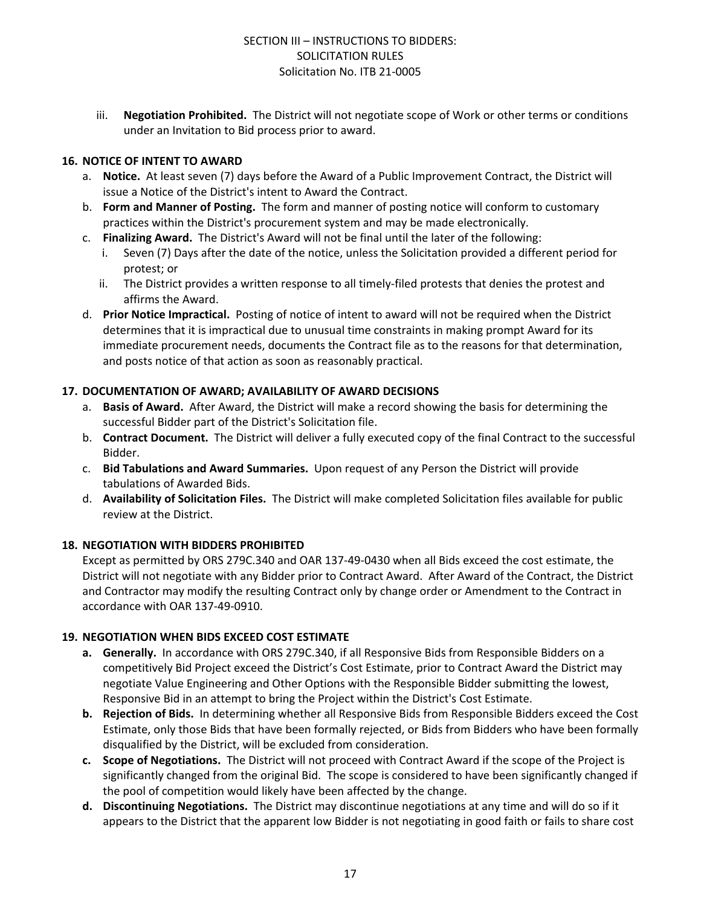iii. **Negotiation Prohibited.** The District will not negotiate scope of Work or other terms or conditions under an Invitation to Bid process prior to award.

## 16. NOTICE OF INTENT TO AWARD

a. **Notice.** At least seven (7) days before the Award of a Public Improvement Contract, the District will issue a Notice of the District's intent to Award the Contract.

b. **Form and Manner of Posting.** The form and manner of posting notice will conform to customary practices within the District's procurement system and may be made electronically.

c. **Finalizing Award.** The District's Award will not be final until the later of the following:

   i. Seven (7) Days after the date of the notice, unless the Solicitation provided a different period for protest; or

   ii. The District provides a written response to all timely-filed protests that denies the protest and affirms the Award.

d. **Prior Notice Impractical.** Posting of notice of intent to award will not be required when the District determines that it is impractical due to unusual time constraints in making prompt Award for its immediate procurement needs, documents the Contract file as to the reasons for that determination, and posts notice of that action as soon as reasonably practical.

## 17. DOCUMENTATION OF AWARD; AVAILABILITY OF AWARD DECISIONS

a. **Basis of Award.** After Award, the District will make a record showing the basis for determining the successful Bidder part of the District's Solicitation file.

b. **Contract Document.** The District will deliver a fully executed copy of the final Contract to the successful Bidder.

c. **Bid Tabulations and Award Summaries.** Upon request of any Person the District will provide tabulations of Awarded Bids.

d. **Availability of Solicitation Files.** The District will make completed Solicitation files available for public review at the District.

## 18. NEGOTIATION WITH BIDDERS PROHIBITED

Except as permitted by ORS 279C.340 and OAR 137-49-0430 when all Bids exceed the cost estimate, the District will not negotiate with any Bidder prior to Contract Award. After Award of the Contract, the District and Contractor may modify the resulting Contract only by change order or Amendment to the Contract in accordance with OAR 137-49-0910.

## 19. NEGOTIATION WHEN BIDS EXCEED COST ESTIMATE

**a. Generally.** In accordance with ORS 279C.340, if all Responsive Bids from Responsible Bidders on a competitively Bid Project exceed the District's Cost Estimate, prior to Contract Award the District may negotiate Value Engineering and Other Options with the Responsible Bidder submitting the lowest, Responsive Bid in an attempt to bring the Project within the District's Cost Estimate.

**b. Rejection of Bids.** In determining whether all Responsive Bids from Responsible Bidders exceed the Cost Estimate, only those Bids that have been formally rejected, or Bids from Bidders who have been formally disqualified by the District, will be excluded from consideration.

**c. Scope of Negotiations.** The District will not proceed with Contract Award if the scope of the Project is significantly changed from the original Bid. The scope is considered to have been significantly changed if the pool of competition would likely have been affected by the change.

**d. Discontinuing Negotiations.** The District may discontinue negotiations at any time and will do so if it appears to the District that the apparent low Bidder is not negotiating in good faith or fails to share cost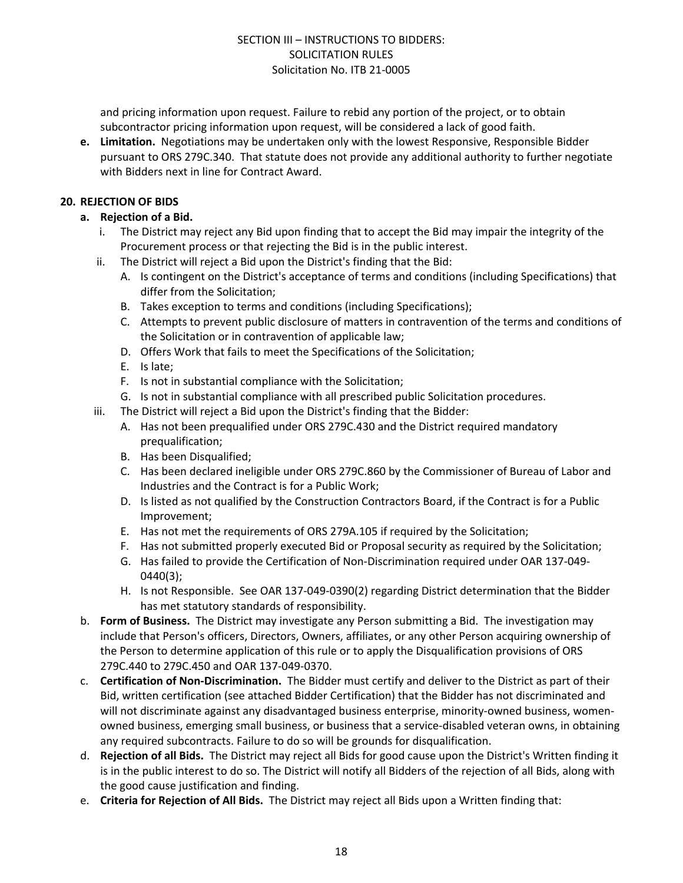and pricing information upon request. Failure to rebid any portion of the project, or to obtain subcontractor pricing information upon request, will be considered a lack of good faith.

**e. Limitation.** Negotiations may be undertaken only with the lowest Responsive, Responsible Bidder pursuant to ORS 279C.340. That statute does not provide any additional authority to further negotiate with Bidders next in line for Contract Award.

## 20. REJECTION OF BIDS

**a. Rejection of a Bid.**

i. The District may reject any Bid upon finding that to accept the Bid may impair the integrity of the Procurement process or that rejecting the Bid is in the public interest.

ii. The District will reject a Bid upon the District's finding that the Bid:

A. Is contingent on the District's acceptance of terms and conditions (including Specifications) that differ from the Solicitation;

B. Takes exception to terms and conditions (including Specifications);

C. Attempts to prevent public disclosure of matters in contravention of the terms and conditions of the Solicitation or in contravention of applicable law;

D. Offers Work that fails to meet the Specifications of the Solicitation;

E. Is late;

F. Is not in substantial compliance with the Solicitation;

G. Is not in substantial compliance with all prescribed public Solicitation procedures.

iii. The District will reject a Bid upon the District's finding that the Bidder:

A. Has not been prequalified under ORS 279C.430 and the District required mandatory prequalification;

B. Has been Disqualified;

C. Has been declared ineligible under ORS 279C.860 by the Commissioner of Bureau of Labor and Industries and the Contract is for a Public Work;

D. Is listed as not qualified by the Construction Contractors Board, if the Contract is for a Public Improvement;

E. Has not met the requirements of ORS 279A.105 if required by the Solicitation;

F. Has not submitted properly executed Bid or Proposal security as required by the Solicitation;

G. Has failed to provide the Certification of Non-Discrimination required under OAR 137-049-0440(3);

H. Is not Responsible. See OAR 137-049-0390(2) regarding District determination that the Bidder has met statutory standards of responsibility.

b. **Form of Business.** The District may investigate any Person submitting a Bid. The investigation may include that Person's officers, Directors, Owners, affiliates, or any other Person acquiring ownership of the Person to determine application of this rule or to apply the Disqualification provisions of ORS 279C.440 to 279C.450 and OAR 137-049-0370.

c. **Certification of Non-Discrimination.** The Bidder must certify and deliver to the District as part of their Bid, written certification (see attached Bidder Certification) that the Bidder has not discriminated and will not discriminate against any disadvantaged business enterprise, minority-owned business, women-owned business, emerging small business, or business that a service-disabled veteran owns, in obtaining any required subcontracts. Failure to do so will be grounds for disqualification.

d. **Rejection of all Bids.** The District may reject all Bids for good cause upon the District's Written finding it is in the public interest to do so. The District will notify all Bidders of the rejection of all Bids, along with the good cause justification and finding.

e. **Criteria for Rejection of All Bids.** The District may reject all Bids upon a Written finding that: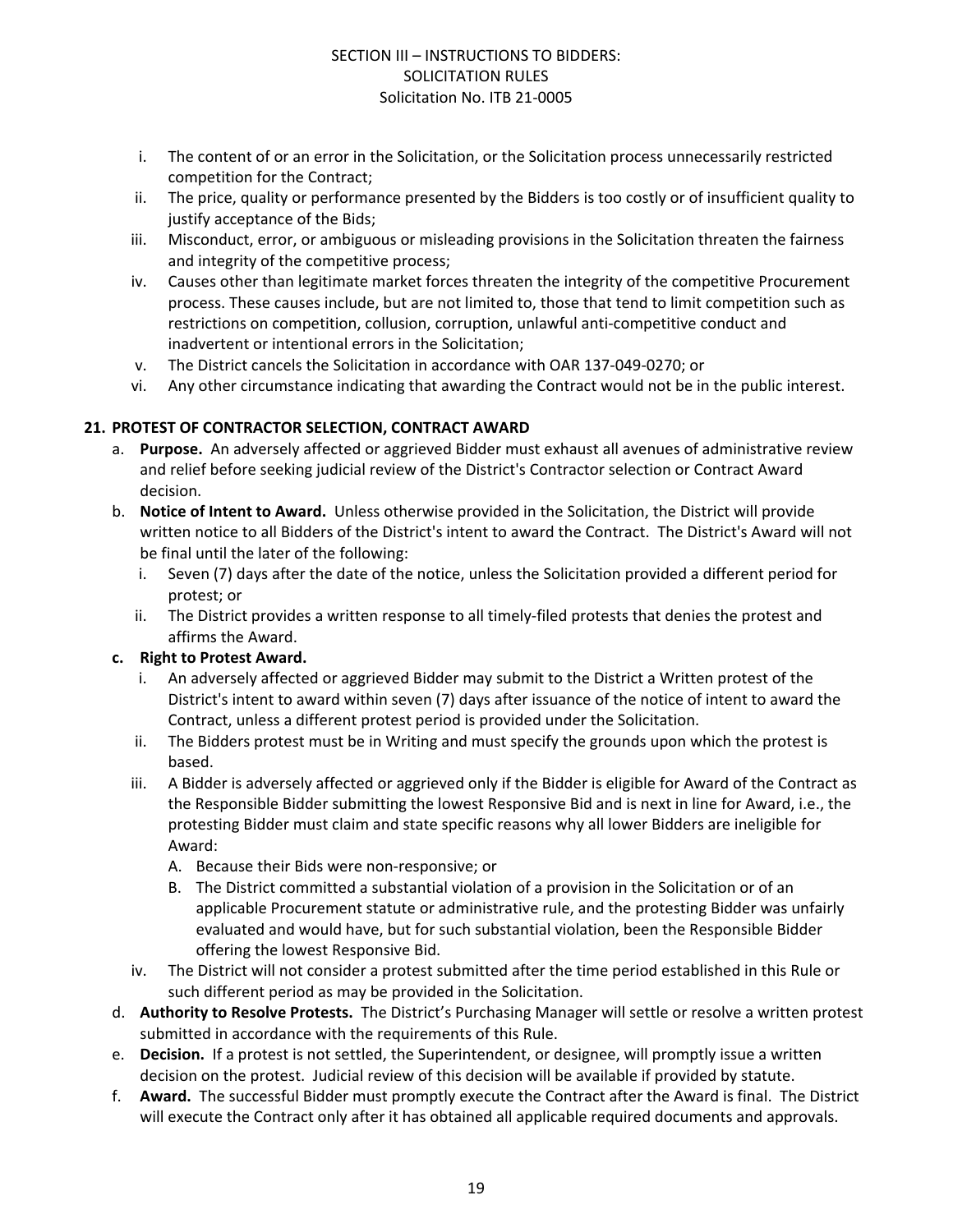i. The content of or an error in the Solicitation, or the Solicitation process unnecessarily restricted competition for the Contract;
ii. The price, quality or performance presented by the Bidders is too costly or of insufficient quality to justify acceptance of the Bids;
iii. Misconduct, error, or ambiguous or misleading provisions in the Solicitation threaten the fairness and integrity of the competitive process;
iv. Causes other than legitimate market forces threaten the integrity of the competitive Procurement process. These causes include, but are not limited to, those that tend to limit competition such as restrictions on competition, collusion, corruption, unlawful anti-competitive conduct and inadvertent or intentional errors in the Solicitation;
v. The District cancels the Solicitation in accordance with OAR 137-049-0270; or
vi. Any other circumstance indicating that awarding the Contract would not be in the public interest.

**21. PROTEST OF CONTRACTOR SELECTION, CONTRACT AWARD**

a. **Purpose.** An adversely affected or aggrieved Bidder must exhaust all avenues of administrative review and relief before seeking judicial review of the District's Contractor selection or Contract Award decision.

b. **Notice of Intent to Award.** Unless otherwise provided in the Solicitation, the District will provide written notice to all Bidders of the District's intent to award the Contract. The District's Award will not be final until the later of the following:
   i. Seven (7) days after the date of the notice, unless the Solicitation provided a different period for protest; or
   ii. The District provides a written response to all timely-filed protests that denies the protest and affirms the Award.

c. **Right to Protest Award.**
   i. An adversely affected or aggrieved Bidder may submit to the District a Written protest of the District's intent to award within seven (7) days after issuance of the notice of intent to award the Contract, unless a different protest period is provided under the Solicitation.
   ii. The Bidders protest must be in Writing and must specify the grounds upon which the protest is based.
   iii. A Bidder is adversely affected or aggrieved only if the Bidder is eligible for Award of the Contract as the Responsible Bidder submitting the lowest Responsive Bid and is next in line for Award, i.e., the protesting Bidder must claim and state specific reasons why all lower Bidders are ineligible for Award:
      A. Because their Bids were non-responsive; or
      B. The District committed a substantial violation of a provision in the Solicitation or of an applicable Procurement statute or administrative rule, and the protesting Bidder was unfairly evaluated and would have, but for such substantial violation, been the Responsible Bidder offering the lowest Responsive Bid.
   iv. The District will not consider a protest submitted after the time period established in this Rule or such different period as may be provided in the Solicitation.

d. **Authority to Resolve Protests.** The District's Purchasing Manager will settle or resolve a written protest submitted in accordance with the requirements of this Rule.

e. **Decision.** If a protest is not settled, the Superintendent, or designee, will promptly issue a written decision on the protest. Judicial review of this decision will be available if provided by statute.

f. **Award.** The successful Bidder must promptly execute the Contract after the Award is final. The District will execute the Contract only after it has obtained all applicable required documents and approvals.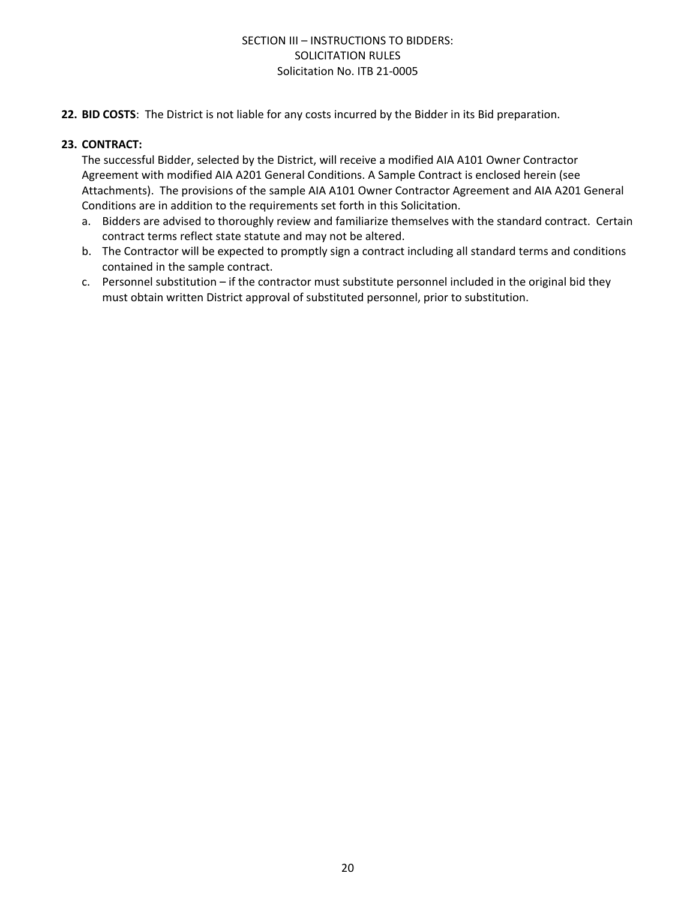**22. BID COSTS**: The District is not liable for any costs incurred by the Bidder in its Bid preparation.

**23. CONTRACT:**

The successful Bidder, selected by the District, will receive a modified AIA A101 Owner Contractor Agreement with modified AIA A201 General Conditions. A Sample Contract is enclosed herein (see Attachments). The provisions of the sample AIA A101 Owner Contractor Agreement and AIA A201 General Conditions are in addition to the requirements set forth in this Solicitation.

a. Bidders are advised to thoroughly review and familiarize themselves with the standard contract. Certain contract terms reflect state statute and may not be altered.
b. The Contractor will be expected to promptly sign a contract including all standard terms and conditions contained in the sample contract.
c. Personnel substitution – if the contractor must substitute personnel included in the original bid they must obtain written District approval of substituted personnel, prior to substitution.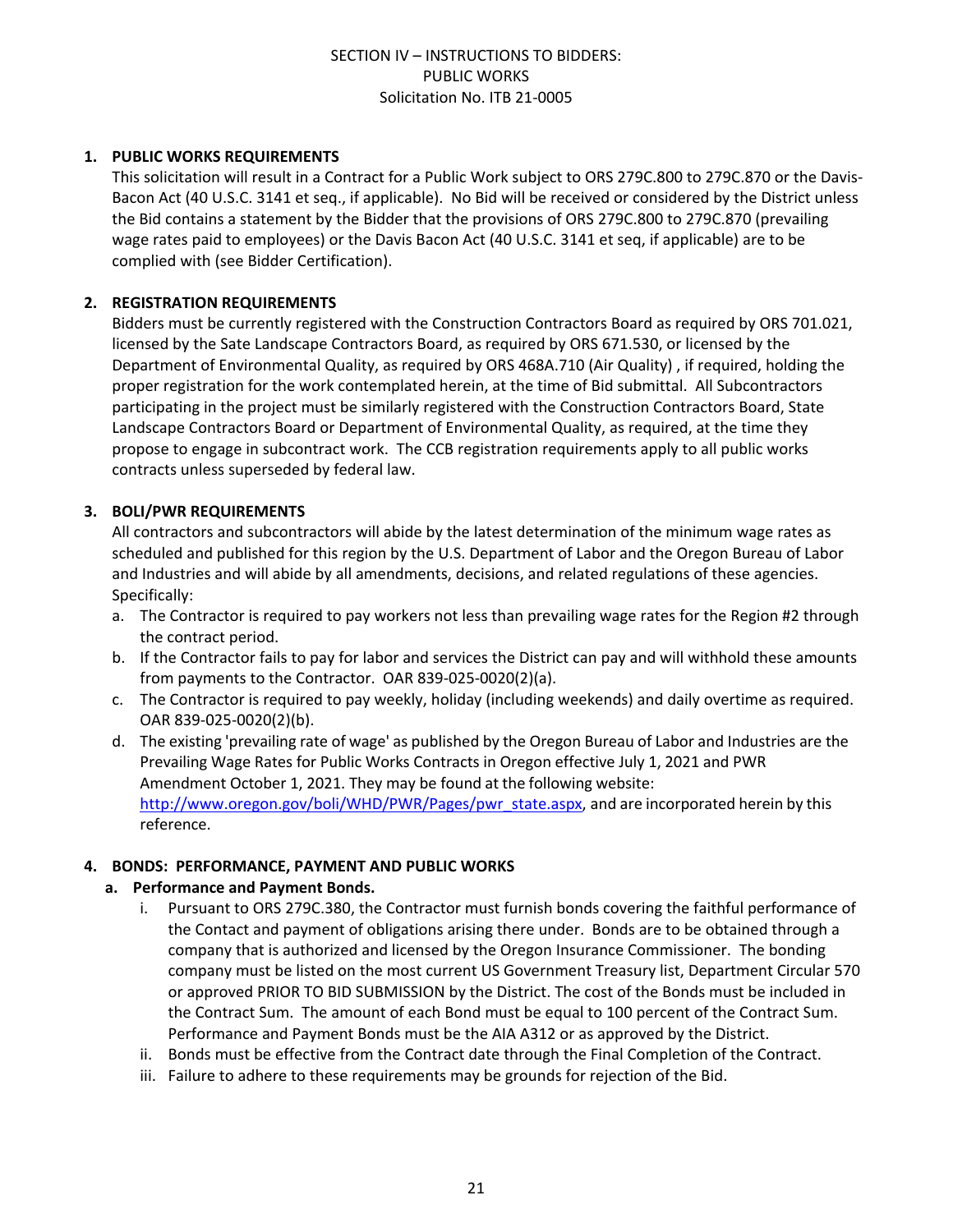SECTION IV – INSTRUCTIONS TO BIDDERS:
PUBLIC WORKS
Solicitation No. ITB 21-0005

1. **PUBLIC WORKS REQUIREMENTS**

   This solicitation will result in a Contract for a Public Work subject to ORS 279C.800 to 279C.870 or the Davis-Bacon Act (40 U.S.C. 3141 et seq., if applicable). No Bid will be received or considered by the District unless the Bid contains a statement by the Bidder that the provisions of ORS 279C.800 to 279C.870 (prevailing wage rates paid to employees) or the Davis Bacon Act (40 U.S.C. 3141 et seq, if applicable) are to be complied with (see Bidder Certification).

2. **REGISTRATION REQUIREMENTS**

   Bidders must be currently registered with the Construction Contractors Board as required by ORS 701.021, licensed by the Sate Landscape Contractors Board, as required by ORS 671.530, or licensed by the Department of Environmental Quality, as required by ORS 468A.710 (Air Quality) , if required, holding the proper registration for the work contemplated herein, at the time of Bid submittal. All Subcontractors participating in the project must be similarly registered with the Construction Contractors Board, State Landscape Contractors Board or Department of Environmental Quality, as required, at the time they propose to engage in subcontract work. The CCB registration requirements apply to all public works contracts unless superseded by federal law.

3. **BOLI/PWR REQUIREMENTS**

   All contractors and subcontractors will abide by the latest determination of the minimum wage rates as scheduled and published for this region by the U.S. Department of Labor and the Oregon Bureau of Labor and Industries and will abide by all amendments, decisions, and related regulations of these agencies. Specifically:

   a. The Contractor is required to pay workers not less than prevailing wage rates for the Region #2 through the contract period.
   b. If the Contractor fails to pay for labor and services the District can pay and will withhold these amounts from payments to the Contractor. OAR 839-025-0020(2)(a).
   c. The Contractor is required to pay weekly, holiday (including weekends) and daily overtime as required. OAR 839-025-0020(2)(b).
   d. The existing 'prevailing rate of wage' as published by the Oregon Bureau of Labor and Industries are the Prevailing Wage Rates for Public Works Contracts in Oregon effective July 1, 2021 and PWR Amendment October 1, 2021. They may be found at the following website: http://www.oregon.gov/boli/WHD/PWR/Pages/pwr_state.aspx, and are incorporated herein by this reference.

4. **BONDS: PERFORMANCE, PAYMENT AND PUBLIC WORKS**

   a. **Performance and Payment Bonds.**

      i. Pursuant to ORS 279C.380, the Contractor must furnish bonds covering the faithful performance of the Contact and payment of obligations arising there under. Bonds are to be obtained through a company that is authorized and licensed by the Oregon Insurance Commissioner. The bonding company must be listed on the most current US Government Treasury list, Department Circular 570 or approved PRIOR TO BID SUBMISSION by the District. The cost of the Bonds must be included in the Contract Sum. The amount of each Bond must be equal to 100 percent of the Contract Sum. Performance and Payment Bonds must be the AIA A312 or as approved by the District.
      ii. Bonds must be effective from the Contract date through the Final Completion of the Contract.
      iii. Failure to adhere to these requirements may be grounds for rejection of the Bid.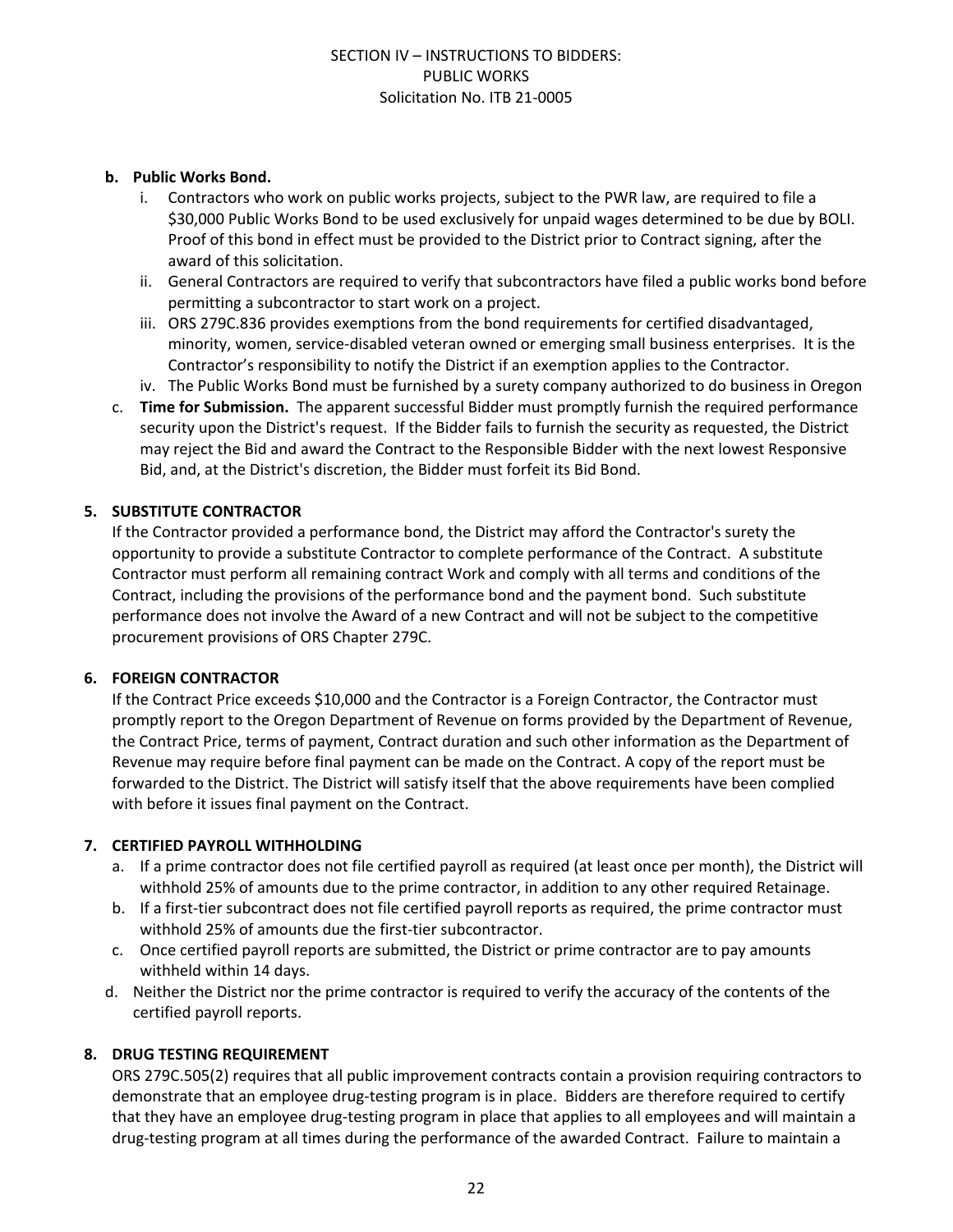**b. Public Works Bond.**

i. Contractors who work on public works projects, subject to the PWR law, are required to file a $30,000 Public Works Bond to be used exclusively for unpaid wages determined to be due by BOLI. Proof of this bond in effect must be provided to the District prior to Contract signing, after the award of this solicitation.

ii. General Contractors are required to verify that subcontractors have filed a public works bond before permitting a subcontractor to start work on a project.

iii. ORS 279C.836 provides exemptions from the bond requirements for certified disadvantaged, minority, women, service-disabled veteran owned or emerging small business enterprises. It is the Contractor's responsibility to notify the District if an exemption applies to the Contractor.

iv. The Public Works Bond must be furnished by a surety company authorized to do business in Oregon

c. **Time for Submission.** The apparent successful Bidder must promptly furnish the required performance security upon the District's request. If the Bidder fails to furnish the security as requested, the District may reject the Bid and award the Contract to the Responsible Bidder with the next lowest Responsive Bid, and, at the District's discretion, the Bidder must forfeit its Bid Bond.

## 5. SUBSTITUTE CONTRACTOR

If the Contractor provided a performance bond, the District may afford the Contractor's surety the opportunity to provide a substitute Contractor to complete performance of the Contract. A substitute Contractor must perform all remaining contract Work and comply with all terms and conditions of the Contract, including the provisions of the performance bond and the payment bond. Such substitute performance does not involve the Award of a new Contract and will not be subject to the competitive procurement provisions of ORS Chapter 279C.

## 6. FOREIGN CONTRACTOR

If the Contract Price exceeds $10,000 and the Contractor is a Foreign Contractor, the Contractor must promptly report to the Oregon Department of Revenue on forms provided by the Department of Revenue, the Contract Price, terms of payment, Contract duration and such other information as the Department of Revenue may require before final payment can be made on the Contract. A copy of the report must be forwarded to the District. The District will satisfy itself that the above requirements have been complied with before it issues final payment on the Contract.

## 7. CERTIFIED PAYROLL WITHHOLDING

a. If a prime contractor does not file certified payroll as required (at least once per month), the District will withhold 25% of amounts due to the prime contractor, in addition to any other required Retainage.

b. If a first-tier subcontract does not file certified payroll reports as required, the prime contractor must withhold 25% of amounts due the first-tier subcontractor.

c. Once certified payroll reports are submitted, the District or prime contractor are to pay amounts withheld within 14 days.

d. Neither the District nor the prime contractor is required to verify the accuracy of the contents of the certified payroll reports.

## 8. DRUG TESTING REQUIREMENT

ORS 279C.505(2) requires that all public improvement contracts contain a provision requiring contractors to demonstrate that an employee drug-testing program is in place. Bidders are therefore required to certify that they have an employee drug-testing program in place that applies to all employees and will maintain a drug-testing program at all times during the performance of the awarded Contract. Failure to maintain a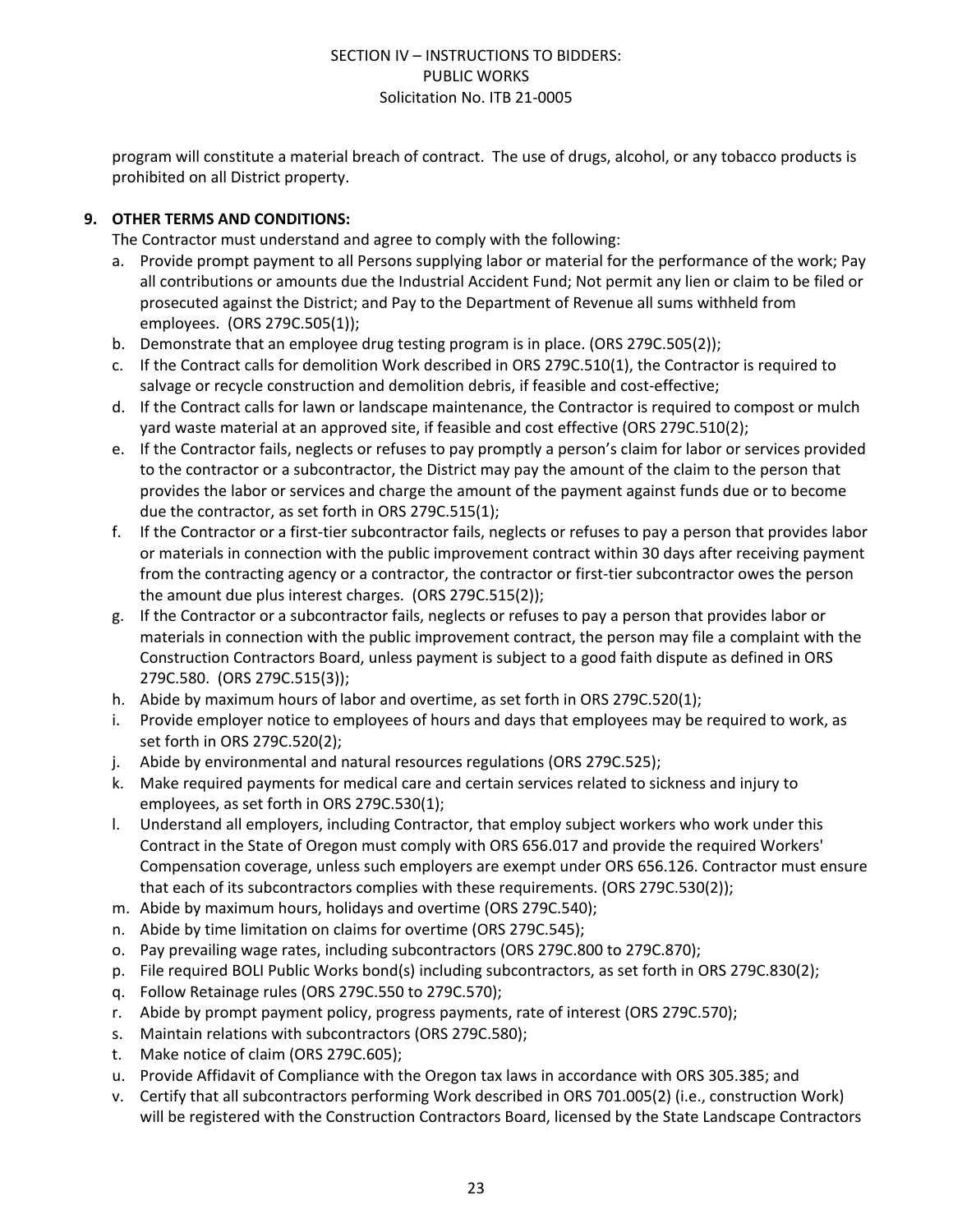program will constitute a material breach of contract. The use of drugs, alcohol, or any tobacco products is prohibited on all District property.

**9. OTHER TERMS AND CONDITIONS:**

The Contractor must understand and agree to comply with the following:

a. Provide prompt payment to all Persons supplying labor or material for the performance of the work; Pay all contributions or amounts due the Industrial Accident Fund; Not permit any lien or claim to be filed or prosecuted against the District; and Pay to the Department of Revenue all sums withheld from employees. (ORS 279C.505(1));

b. Demonstrate that an employee drug testing program is in place. (ORS 279C.505(2));

c. If the Contract calls for demolition Work described in ORS 279C.510(1), the Contractor is required to salvage or recycle construction and demolition debris, if feasible and cost-effective;

d. If the Contract calls for lawn or landscape maintenance, the Contractor is required to compost or mulch yard waste material at an approved site, if feasible and cost effective (ORS 279C.510(2);

e. If the Contractor fails, neglects or refuses to pay promptly a person's claim for labor or services provided to the contractor or a subcontractor, the District may pay the amount of the claim to the person that provides the labor or services and charge the amount of the payment against funds due or to become due the contractor, as set forth in ORS 279C.515(1);

f. If the Contractor or a first-tier subcontractor fails, neglects or refuses to pay a person that provides labor or materials in connection with the public improvement contract within 30 days after receiving payment from the contracting agency or a contractor, the contractor or first-tier subcontractor owes the person the amount due plus interest charges. (ORS 279C.515(2));

g. If the Contractor or a subcontractor fails, neglects or refuses to pay a person that provides labor or materials in connection with the public improvement contract, the person may file a complaint with the Construction Contractors Board, unless payment is subject to a good faith dispute as defined in ORS 279C.580. (ORS 279C.515(3));

h. Abide by maximum hours of labor and overtime, as set forth in ORS 279C.520(1);

i. Provide employer notice to employees of hours and days that employees may be required to work, as set forth in ORS 279C.520(2);

j. Abide by environmental and natural resources regulations (ORS 279C.525);

k. Make required payments for medical care and certain services related to sickness and injury to employees, as set forth in ORS 279C.530(1);

l. Understand all employers, including Contractor, that employ subject workers who work under this Contract in the State of Oregon must comply with ORS 656.017 and provide the required Workers' Compensation coverage, unless such employers are exempt under ORS 656.126. Contractor must ensure that each of its subcontractors complies with these requirements. (ORS 279C.530(2));

m. Abide by maximum hours, holidays and overtime (ORS 279C.540);

n. Abide by time limitation on claims for overtime (ORS 279C.545);

o. Pay prevailing wage rates, including subcontractors (ORS 279C.800 to 279C.870);

p. File required BOLI Public Works bond(s) including subcontractors, as set forth in ORS 279C.830(2);

q. Follow Retainage rules (ORS 279C.550 to 279C.570);

r. Abide by prompt payment policy, progress payments, rate of interest (ORS 279C.570);

s. Maintain relations with subcontractors (ORS 279C.580);

t. Make notice of claim (ORS 279C.605);

u. Provide Affidavit of Compliance with the Oregon tax laws in accordance with ORS 305.385; and

v. Certify that all subcontractors performing Work described in ORS 701.005(2) (i.e., construction Work) will be registered with the Construction Contractors Board, licensed by the State Landscape Contractors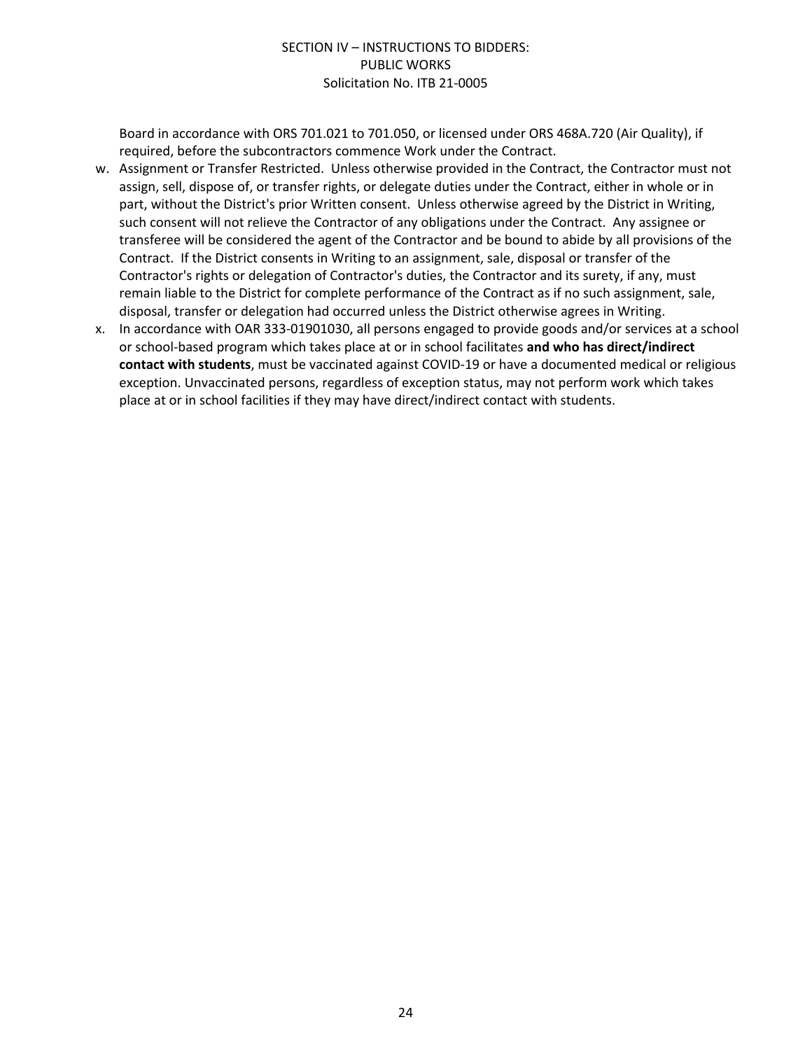Board in accordance with ORS 701.021 to 701.050, or licensed under ORS 468A.720 (Air Quality), if required, before the subcontractors commence Work under the Contract.

w. Assignment or Transfer Restricted. Unless otherwise provided in the Contract, the Contractor must not assign, sell, dispose of, or transfer rights, or delegate duties under the Contract, either in whole or in part, without the District's prior Written consent. Unless otherwise agreed by the District in Writing, such consent will not relieve the Contractor of any obligations under the Contract. Any assignee or transferee will be considered the agent of the Contractor and be bound to abide by all provisions of the Contract. If the District consents in Writing to an assignment, sale, disposal or transfer of the Contractor's rights or delegation of Contractor's duties, the Contractor and its surety, if any, must remain liable to the District for complete performance of the Contract as if no such assignment, sale, disposal, transfer or delegation had occurred unless the District otherwise agrees in Writing.

x. In accordance with OAR 333-01901030, all persons engaged to provide goods and/or services at a school or school-based program which takes place at or in school facilitates **and who has direct/indirect contact with students**, must be vaccinated against COVID-19 or have a documented medical or religious exception. Unvaccinated persons, regardless of exception status, may not perform work which takes place at or in school facilities if they may have direct/indirect contact with students.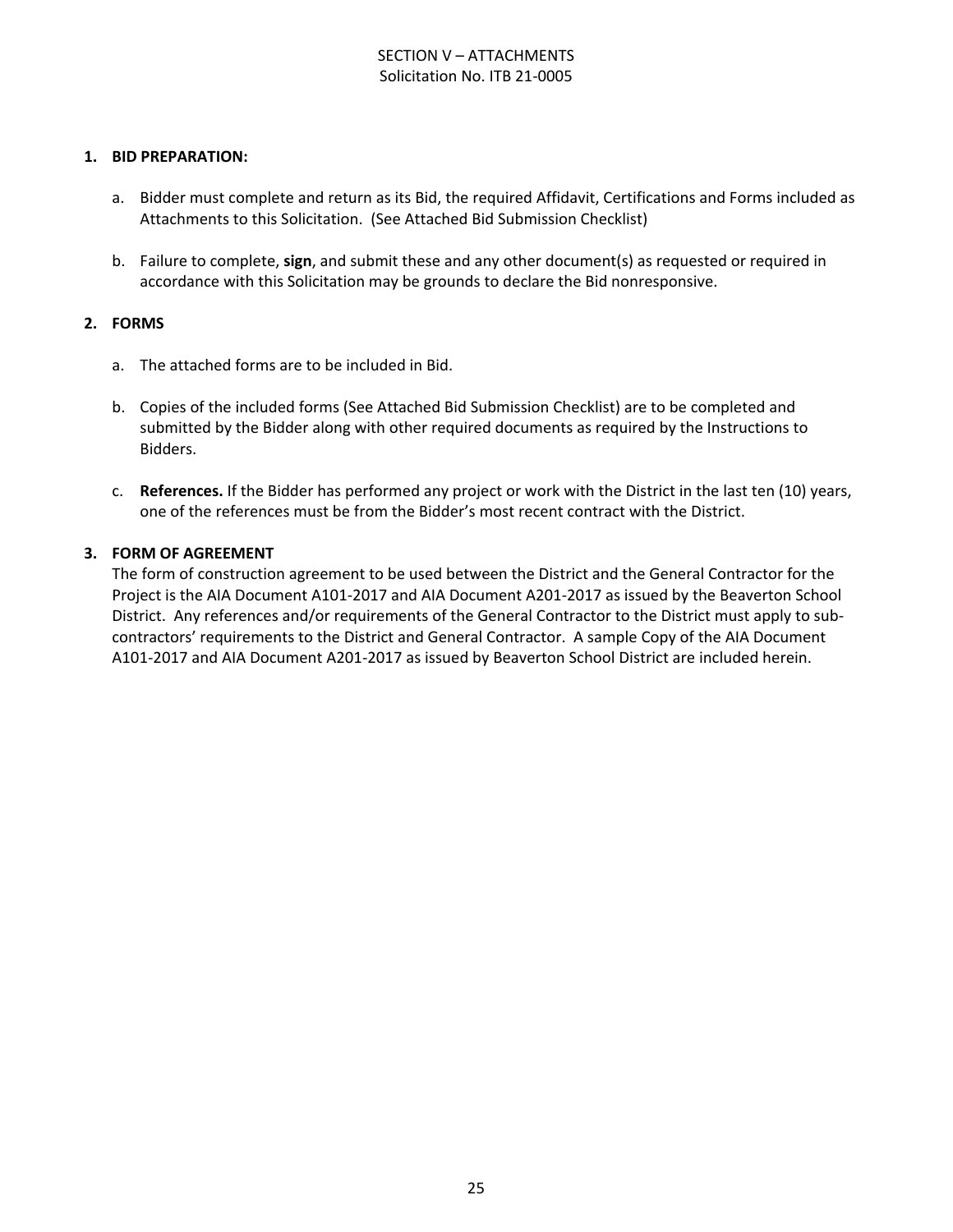# SECTION V – ATTACHMENTS

Solicitation No. ITB 21-0005

**1. BID PREPARATION:**

a. Bidder must complete and return as its Bid, the required Affidavit, Certifications and Forms included as Attachments to this Solicitation. (See Attached Bid Submission Checklist)

b. Failure to complete, **sign**, and submit these and any other document(s) as requested or required in accordance with this Solicitation may be grounds to declare the Bid nonresponsive.

**2. FORMS**

a. The attached forms are to be included in Bid.

b. Copies of the included forms (See Attached Bid Submission Checklist) are to be completed and submitted by the Bidder along with other required documents as required by the Instructions to Bidders.

c. **References.** If the Bidder has performed any project or work with the District in the last ten (10) years, one of the references must be from the Bidder's most recent contract with the District.

**3. FORM OF AGREEMENT**

The form of construction agreement to be used between the District and the General Contractor for the Project is the AIA Document A101-2017 and AIA Document A201-2017 as issued by the Beaverton School District. Any references and/or requirements of the General Contractor to the District must apply to sub-contractors' requirements to the District and General Contractor. A sample Copy of the AIA Document A101-2017 and AIA Document A201-2017 as issued by Beaverton School District are included herein.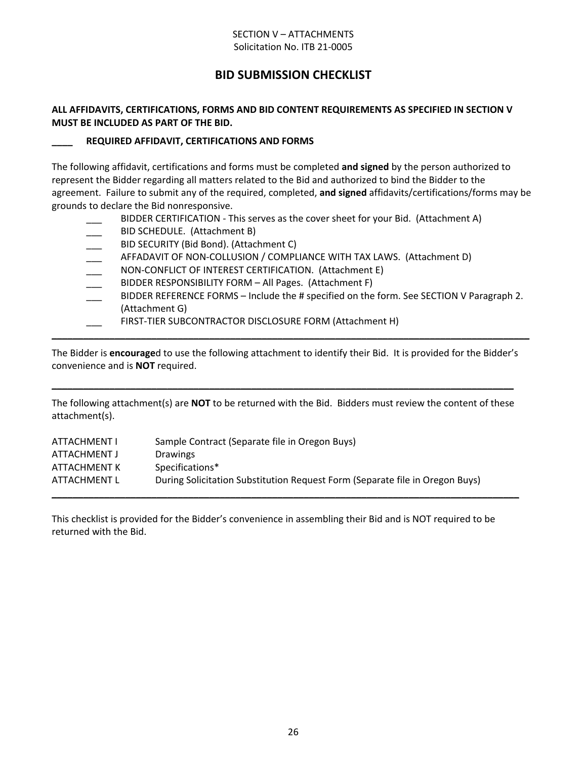SECTION V – ATTACHMENTS
Solicitation No. ITB 21-0005

# BID SUBMISSION CHECKLIST

**ALL AFFIDAVITS, CERTIFICATIONS, FORMS AND BID CONTENT REQUIREMENTS AS SPECIFIED IN SECTION V MUST BE INCLUDED AS PART OF THE BID.**

**____ REQUIRED AFFIDAVIT, CERTIFICATIONS AND FORMS**

The following affidavit, certifications and forms must be completed **and signed** by the person authorized to represent the Bidder regarding all matters related to the Bid and authorized to bind the Bidder to the agreement. Failure to submit any of the required, completed, **and signed** affidavits/certifications/forms may be grounds to declare the Bid nonresponsive.

- ___ BIDDER CERTIFICATION - This serves as the cover sheet for your Bid. (Attachment A)
- ___ BID SCHEDULE. (Attachment B)
- ___ BID SECURITY (Bid Bond). (Attachment C)
- ___ AFFADAVIT OF NON-COLLUSION / COMPLIANCE WITH TAX LAWS. (Attachment D)
- ___ NON-CONFLICT OF INTEREST CERTIFICATION. (Attachment E)
- ___ BIDDER RESPONSIBILITY FORM – All Pages. (Attachment F)
- ___ BIDDER REFERENCE FORMS – Include the # specified on the form. See SECTION V Paragraph 2. (Attachment G)
- ___ FIRST-TIER SUBCONTRACTOR DISCLOSURE FORM (Attachment H)

---

The Bidder is **encourage**d to use the following attachment to identify their Bid. It is provided for the Bidder's convenience and is **NOT** required.

---

The following attachment(s) are **NOT** to be returned with the Bid. Bidders must review the content of these attachment(s).

| | |
|---|---|
| ATTACHMENT I | Sample Contract (Separate file in Oregon Buys) |
| ATTACHMENT J | Drawings |
| ATTACHMENT K | Specifications* |
| ATTACHMENT L | During Solicitation Substitution Request Form (Separate file in Oregon Buys) |

---

This checklist is provided for the Bidder's convenience in assembling their Bid and is NOT required to be returned with the Bid.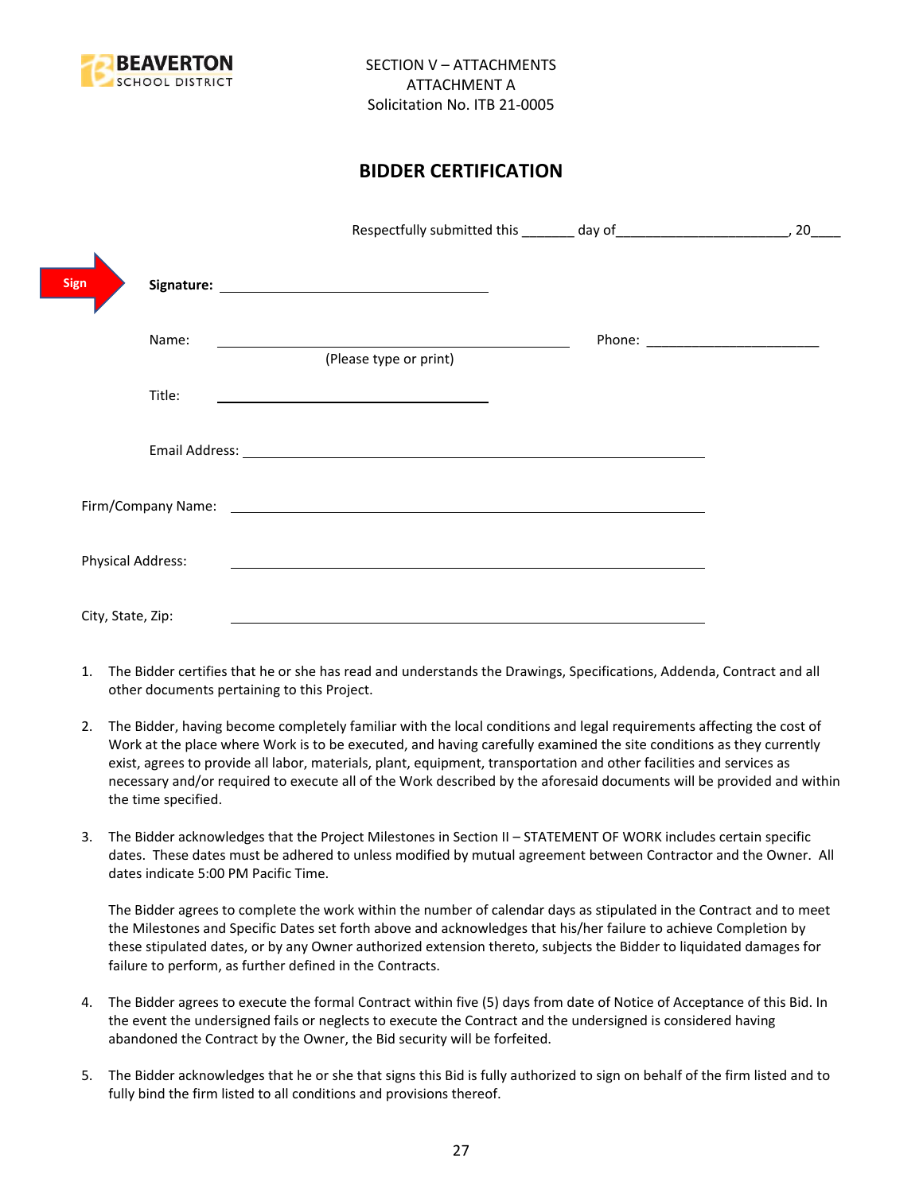SECTION V – ATTACHMENTS
ATTACHMENT A
Solicitation No. ITB 21-0005

## BIDDER CERTIFICATION

Respectfully submitted this _______ day of_______________________, 20____

Sign **Signature:** ________________________________

Name: __________________________________________ Phone: _______________________
(Please type or print)

Title: ________________________________

Email Address: _______________________________________________________

Firm/Company Name: ___________________________________________________

Physical Address: _____________________________________________________

City, State, Zip: ______________________________________________________

1. The Bidder certifies that he or she has read and understands the Drawings, Specifications, Addenda, Contract and all other documents pertaining to this Project.

2. The Bidder, having become completely familiar with the local conditions and legal requirements affecting the cost of Work at the place where Work is to be executed, and having carefully examined the site conditions as they currently exist, agrees to provide all labor, materials, plant, equipment, transportation and other facilities and services as necessary and/or required to execute all of the Work described by the aforesaid documents will be provided and within the time specified.

3. The Bidder acknowledges that the Project Milestones in Section II – STATEMENT OF WORK includes certain specific dates. These dates must be adhered to unless modified by mutual agreement between Contractor and the Owner. All dates indicate 5:00 PM Pacific Time.

   The Bidder agrees to complete the work within the number of calendar days as stipulated in the Contract and to meet the Milestones and Specific Dates set forth above and acknowledges that his/her failure to achieve Completion by these stipulated dates, or by any Owner authorized extension thereto, subjects the Bidder to liquidated damages for failure to perform, as further defined in the Contracts.

4. The Bidder agrees to execute the formal Contract within five (5) days from date of Notice of Acceptance of this Bid. In the event the undersigned fails or neglects to execute the Contract and the undersigned is considered having abandoned the Contract by the Owner, the Bid security will be forfeited.

5. The Bidder acknowledges that he or she that signs this Bid is fully authorized to sign on behalf of the firm listed and to fully bind the firm listed to all conditions and provisions thereof.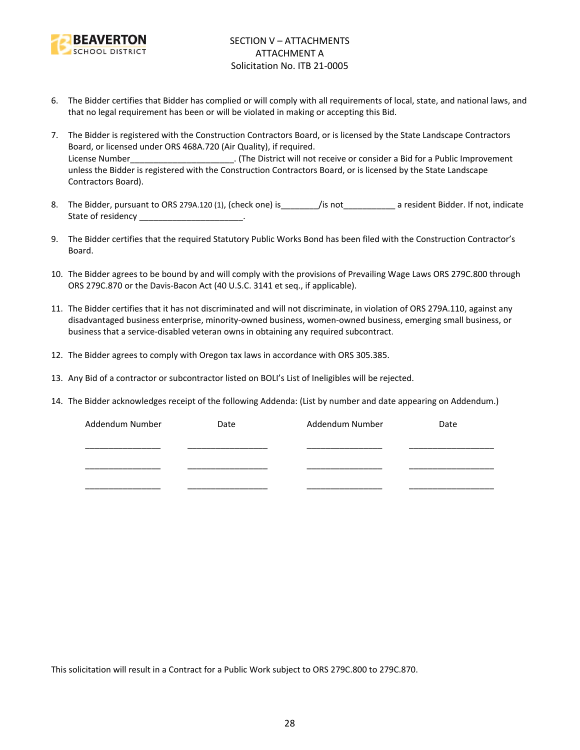SECTION V – ATTACHMENTS
ATTACHMENT A
Solicitation No. ITB 21-0005

6. The Bidder certifies that Bidder has complied or will comply with all requirements of local, state, and national laws, and that no legal requirement has been or will be violated in making or accepting this Bid.

7. The Bidder is registered with the Construction Contractors Board, or is licensed by the State Landscape Contractors Board, or licensed under ORS 468A.720 (Air Quality), if required.
   License Number______________________. (The District will not receive or consider a Bid for a Public Improvement unless the Bidder is registered with the Construction Contractors Board, or is licensed by the State Landscape Contractors Board).

8. The Bidder, pursuant to ORS 279A.120 (1), (check one) is________/is not___________ a resident Bidder. If not, indicate State of residency ______________________.

9. The Bidder certifies that the required Statutory Public Works Bond has been filed with the Construction Contractor's Board.

10. The Bidder agrees to be bound by and will comply with the provisions of Prevailing Wage Laws ORS 279C.800 through ORS 279C.870 or the Davis-Bacon Act (40 U.S.C. 3141 et seq., if applicable).

11. The Bidder certifies that it has not discriminated and will not discriminate, in violation of ORS 279A.110, against any disadvantaged business enterprise, minority-owned business, women-owned business, emerging small business, or business that a service-disabled veteran owns in obtaining any required subcontract.

12. The Bidder agrees to comply with Oregon tax laws in accordance with ORS 305.385.

13. Any Bid of a contractor or subcontractor listed on BOLI's List of Ineligibles will be rejected.

14. The Bidder acknowledges receipt of the following Addenda: (List by number and date appearing on Addendum.)

| Addendum Number | Date | Addendum Number | Date |
|---|---|---|---|
| ________________ | _________________ | ________________ | __________________ |
| ________________ | _________________ | ________________ | __________________ |
| ________________ | _________________ | ________________ | __________________ |

This solicitation will result in a Contract for a Public Work subject to ORS 279C.800 to 279C.870.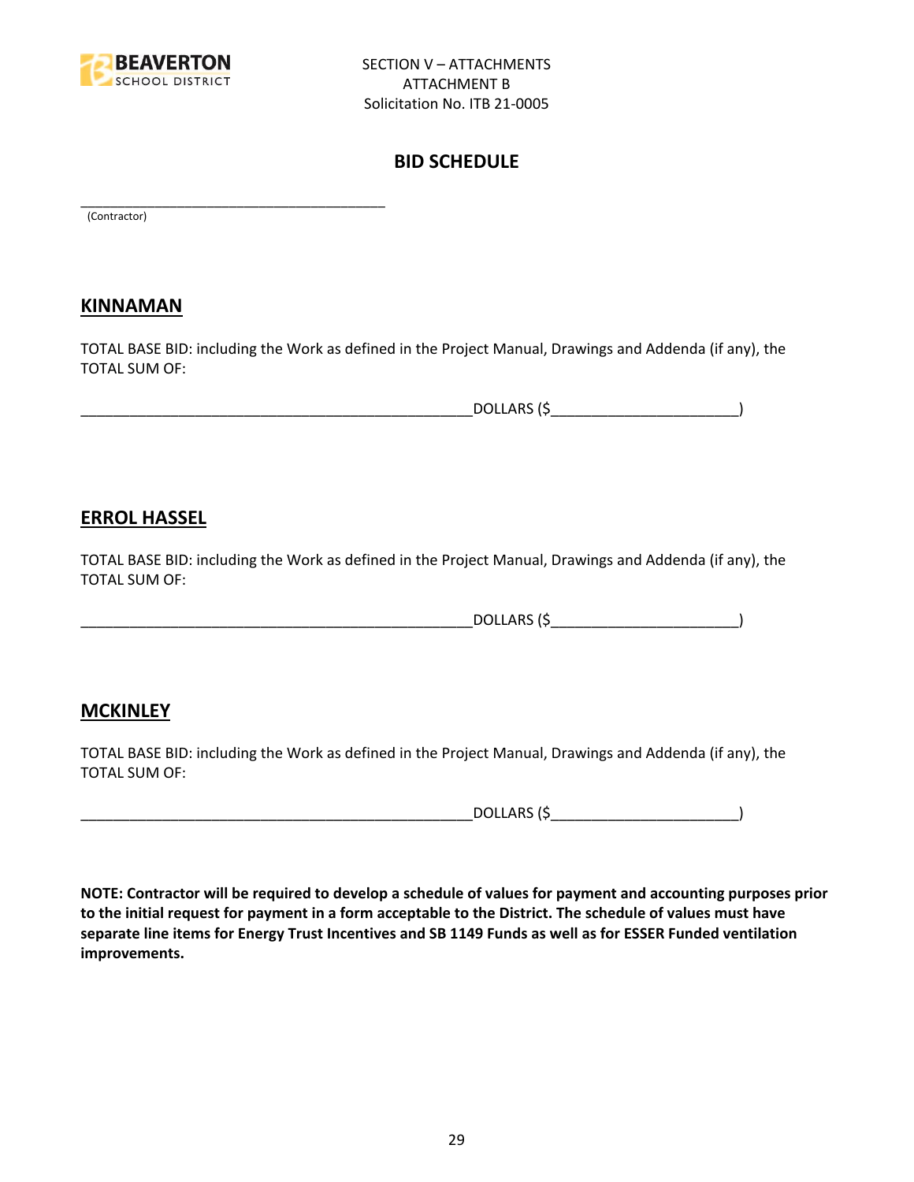SECTION V – ATTACHMENTS
ATTACHMENT B
Solicitation No. ITB 21-0005

# BID SCHEDULE

________________________________________
(Contractor)

## KINNAMAN

TOTAL BASE BID: including the Work as defined in the Project Manual, Drawings and Addenda (if any), the TOTAL SUM OF:

_________________________________________________DOLLARS ($______________________)

## ERROL HASSEL

TOTAL BASE BID: including the Work as defined in the Project Manual, Drawings and Addenda (if any), the TOTAL SUM OF:

_________________________________________________DOLLARS ($______________________)

## MCKINLEY

TOTAL BASE BID: including the Work as defined in the Project Manual, Drawings and Addenda (if any), the TOTAL SUM OF:

_________________________________________________DOLLARS ($______________________)

**NOTE: Contractor will be required to develop a schedule of values for payment and accounting purposes prior to the initial request for payment in a form acceptable to the District. The schedule of values must have separate line items for Energy Trust Incentives and SB 1149 Funds as well as for ESSER Funded ventilation improvements.**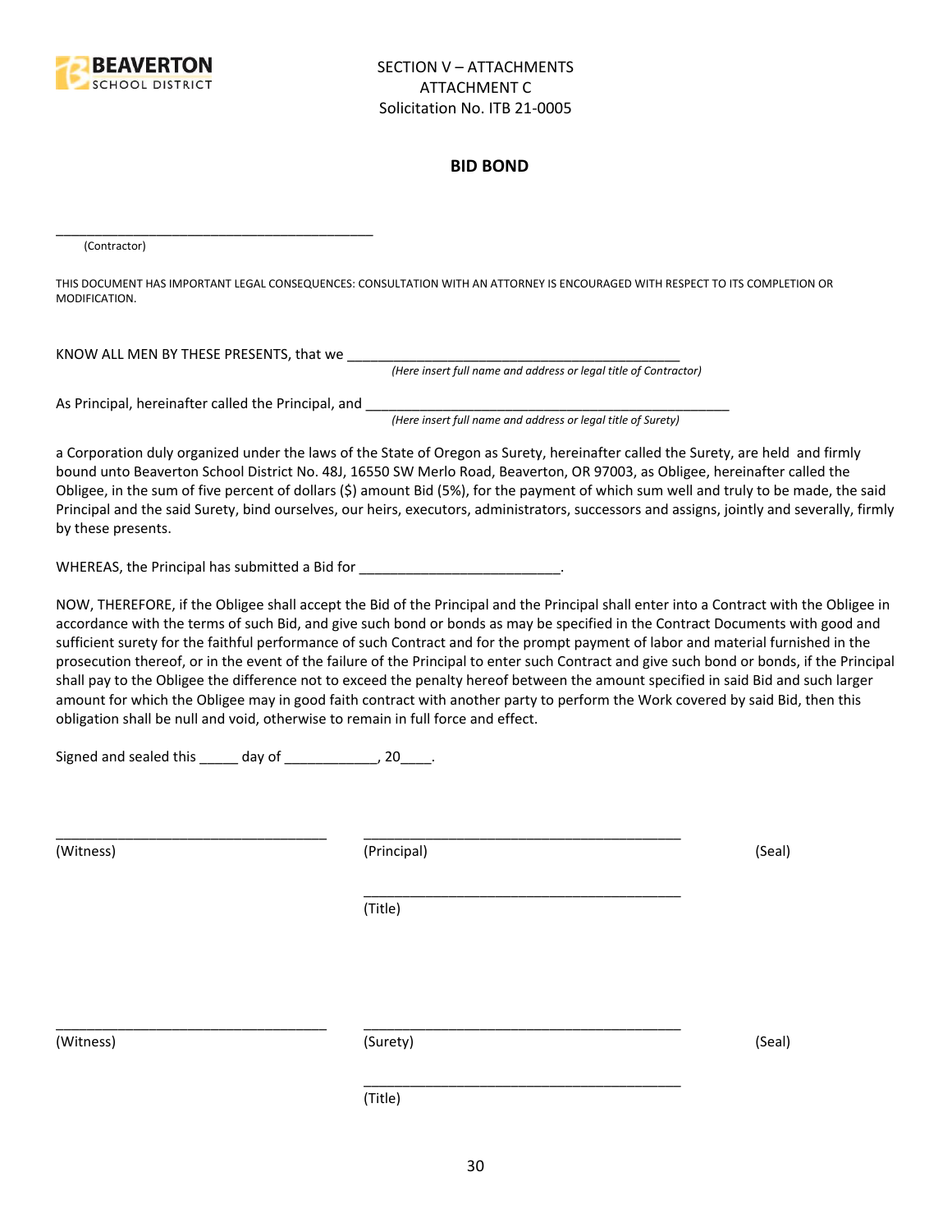SECTION V – ATTACHMENTS
ATTACHMENT C
Solicitation No. ITB 21-0005

**BID BOND**

\_\_\_\_\_\_\_\_\_\_\_\_\_\_\_\_\_\_\_\_\_\_\_\_\_\_\_\_\_\_\_\_\_\_\_\_\_\_\_\_\_\_\_\_
(Contractor)

THIS DOCUMENT HAS IMPORTANT LEGAL CONSEQUENCES: CONSULTATION WITH AN ATTORNEY IS ENCOURAGED WITH RESPECT TO ITS COMPLETION OR MODIFICATION.

KNOW ALL MEN BY THESE PRESENTS, that we \_\_\_\_\_\_\_\_\_\_\_\_\_\_\_\_\_\_\_\_\_\_\_\_\_\_\_\_\_\_\_\_\_\_\_\_\_\_\_\_\_\_\_\_\_
*(Here insert full name and address or legal title of Contractor)*

As Principal, hereinafter called the Principal, and \_\_\_\_\_\_\_\_\_\_\_\_\_\_\_\_\_\_\_\_\_\_\_\_\_\_\_\_\_\_\_\_\_\_\_\_\_\_\_\_\_\_\_\_\_\_\_\_\_
*(Here insert full name and address or legal title of Surety)*

a Corporation duly organized under the laws of the State of Oregon as Surety, hereinafter called the Surety, are held and firmly bound unto Beaverton School District No. 48J, 16550 SW Merlo Road, Beaverton, OR 97003, as Obligee, hereinafter called the Obligee, in the sum of five percent of dollars ($) amount Bid (5%), for the payment of which sum well and truly to be made, the said Principal and the said Surety, bind ourselves, our heirs, executors, administrators, successors and assigns, jointly and severally, firmly by these presents.

WHEREAS, the Principal has submitted a Bid for \_\_\_\_\_\_\_\_\_\_\_\_\_\_\_\_\_\_\_\_\_\_\_\_\_\_.

NOW, THEREFORE, if the Obligee shall accept the Bid of the Principal and the Principal shall enter into a Contract with the Obligee in accordance with the terms of such Bid, and give such bond or bonds as may be specified in the Contract Documents with good and sufficient surety for the faithful performance of such Contract and for the prompt payment of labor and material furnished in the prosecution thereof, or in the event of the failure of the Principal to enter such Contract and give such bond or bonds, if the Principal shall pay to the Obligee the difference not to exceed the penalty hereof between the amount specified in said Bid and such larger amount for which the Obligee may in good faith contract with another party to perform the Work covered by said Bid, then this obligation shall be null and void, otherwise to remain in full force and effect.

Signed and sealed this \_\_\_\_\_ day of \_\_\_\_\_\_\_\_\_\_\_\_, 20\_\_\_\_.

\_\_\_\_\_\_\_\_\_\_\_\_\_\_\_\_\_\_\_\_\_\_\_\_\_\_\_\_\_\_\_\_\_\_\_ \_\_\_\_\_\_\_\_\_\_\_\_\_\_\_\_\_\_\_\_\_\_\_\_\_\_\_\_\_\_\_\_\_\_\_\_\_\_\_\_\_
(Witness) (Principal) (Seal)

\_\_\_\_\_\_\_\_\_\_\_\_\_\_\_\_\_\_\_\_\_\_\_\_\_\_\_\_\_\_\_\_\_\_\_\_\_\_\_\_\_
(Title)

\_\_\_\_\_\_\_\_\_\_\_\_\_\_\_\_\_\_\_\_\_\_\_\_\_\_\_\_\_\_\_\_\_\_\_ \_\_\_\_\_\_\_\_\_\_\_\_\_\_\_\_\_\_\_\_\_\_\_\_\_\_\_\_\_\_\_\_\_\_\_\_\_\_\_\_\_
(Witness) (Surety) (Seal)

\_\_\_\_\_\_\_\_\_\_\_\_\_\_\_\_\_\_\_\_\_\_\_\_\_\_\_\_\_\_\_\_\_\_\_\_\_\_\_\_\_
(Title)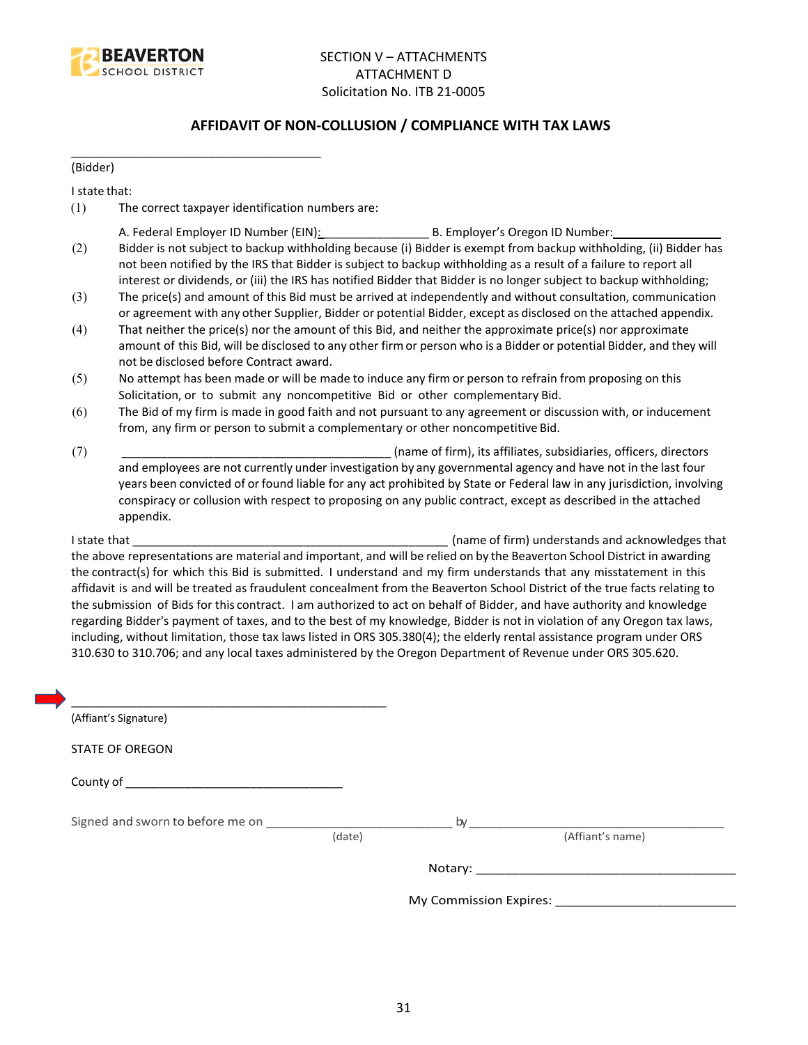SECTION V – ATTACHMENTS
ATTACHMENT D
Solicitation No. ITB 21-0005

## AFFIDAVIT OF NON-COLLUSION / COMPLIANCE WITH TAX LAWS

_____________________________________
(Bidder)

I state that:

(1) The correct taxpayer identification numbers are:

A. Federal Employer ID Number (EIN):________________ B. Employer's Oregon ID Number:________________

(2) Bidder is not subject to backup withholding because (i) Bidder is exempt from backup withholding, (ii) Bidder has not been notified by the IRS that Bidder is subject to backup withholding as a result of a failure to report all interest or dividends, or (iii) the IRS has notified Bidder that Bidder is no longer subject to backup withholding;

(3) The price(s) and amount of this Bid must be arrived at independently and without consultation, communication or agreement with any other Supplier, Bidder or potential Bidder, except as disclosed on the attached appendix.

(4) That neither the price(s) nor the amount of this Bid, and neither the approximate price(s) nor approximate amount of this Bid, will be disclosed to any other firm or person who is a Bidder or potential Bidder, and they will not be disclosed before Contract award.

(5) No attempt has been made or will be made to induce any firm or person to refrain from proposing on this Solicitation, or to submit any noncompetitive Bid or other complementary Bid.

(6) The Bid of my firm is made in good faith and not pursuant to any agreement or discussion with, or inducement from, any firm or person to submit a complementary or other noncompetitive Bid.

(7) ________________________________________ (name of firm), its affiliates, subsidiaries, officers, directors and employees are not currently under investigation by any governmental agency and have not in the last four years been convicted of or found liable for any act prohibited by State or Federal law in any jurisdiction, involving conspiracy or collusion with respect to proposing on any public contract, except as described in the attached appendix.

I state that _________________________________________________ (name of firm) understands and acknowledges that the above representations are material and important, and will be relied on by the Beaverton School District in awarding the contract(s) for which this Bid is submitted. I understand and my firm understands that any misstatement in this affidavit is and will be treated as fraudulent concealment from the Beaverton School District of the true facts relating to the submission of Bids for this contract. I am authorized to act on behalf of Bidder, and have authority and knowledge regarding Bidder's payment of taxes, and to the best of my knowledge, Bidder is not in violation of any Oregon tax laws, including, without limitation, those tax laws listed in ORS 305.380(4); the elderly rental assistance program under ORS 310.630 to 310.706; and any local taxes administered by the Oregon Department of Revenue under ORS 305.620.

_________________________________________________
(Affiant's Signature)

STATE OF OREGON

County of _________________________________

Signed and sworn to before me on ____________________________ by ________________________________________
(date) (Affiant's name)

Notary: ______________________________________

My Commission Expires: __________________________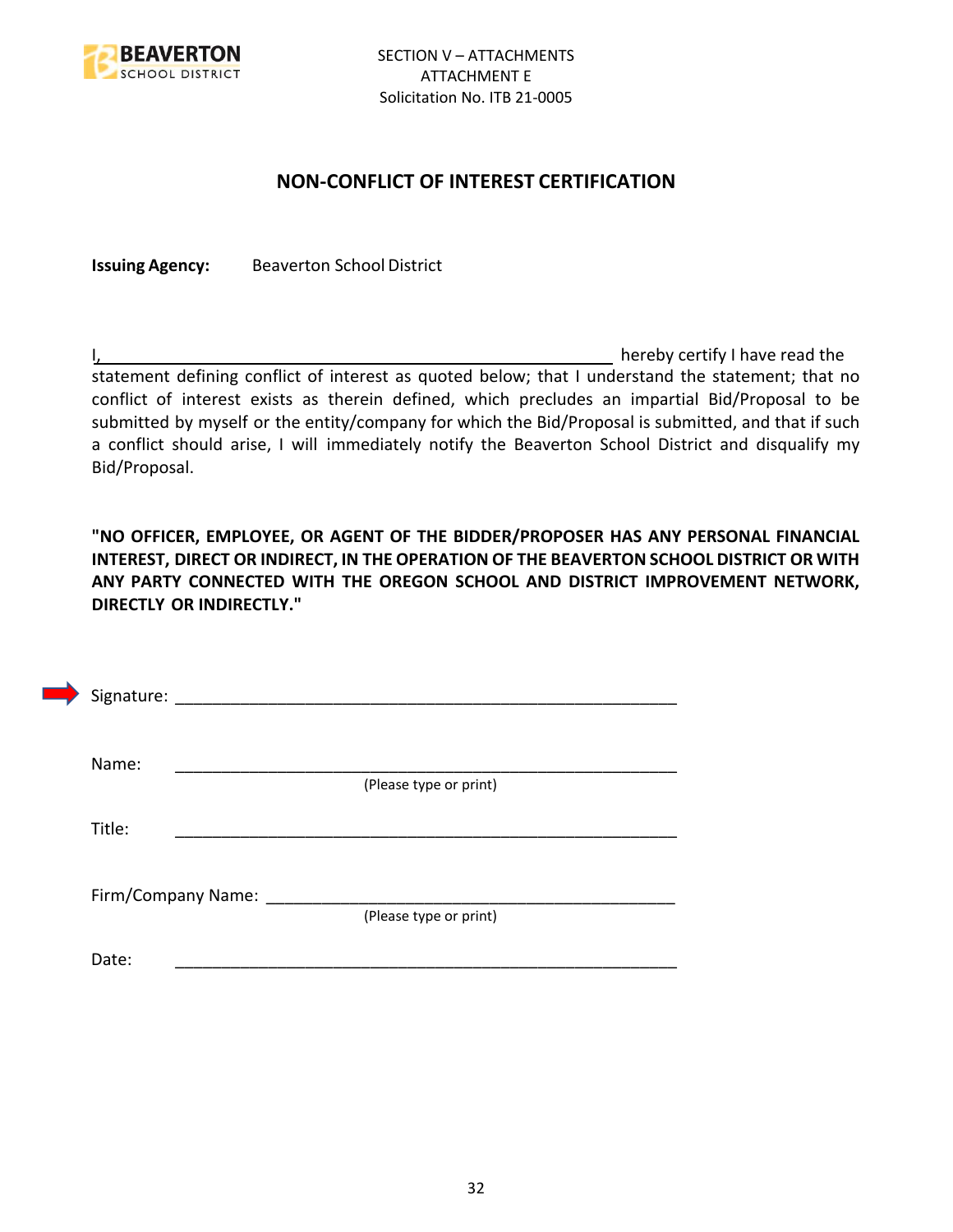SECTION V – ATTACHMENTS
ATTACHMENT E
Solicitation No. ITB 21-0005

## NON-CONFLICT OF INTEREST CERTIFICATION

**Issuing Agency:** Beaverton School District

I, ______________________________________________ hereby certify I have read the statement defining conflict of interest as quoted below; that I understand the statement; that no conflict of interest exists as therein defined, which precludes an impartial Bid/Proposal to be submitted by myself or the entity/company for which the Bid/Proposal is submitted, and that if such a conflict should arise, I will immediately notify the Beaverton School District and disqualify my Bid/Proposal.

**"NO OFFICER, EMPLOYEE, OR AGENT OF THE BIDDER/PROPOSER HAS ANY PERSONAL FINANCIAL INTEREST, DIRECT OR INDIRECT, IN THE OPERATION OF THE BEAVERTON SCHOOL DISTRICT OR WITH ANY PARTY CONNECTED WITH THE OREGON SCHOOL AND DISTRICT IMPROVEMENT NETWORK, DIRECTLY OR INDIRECTLY."**

Signature: ______________________________________________

Name: ______________________________________________
(Please type or print)

Title: ______________________________________________

Firm/Company Name: ______________________________________________
(Please type or print)

Date: ______________________________________________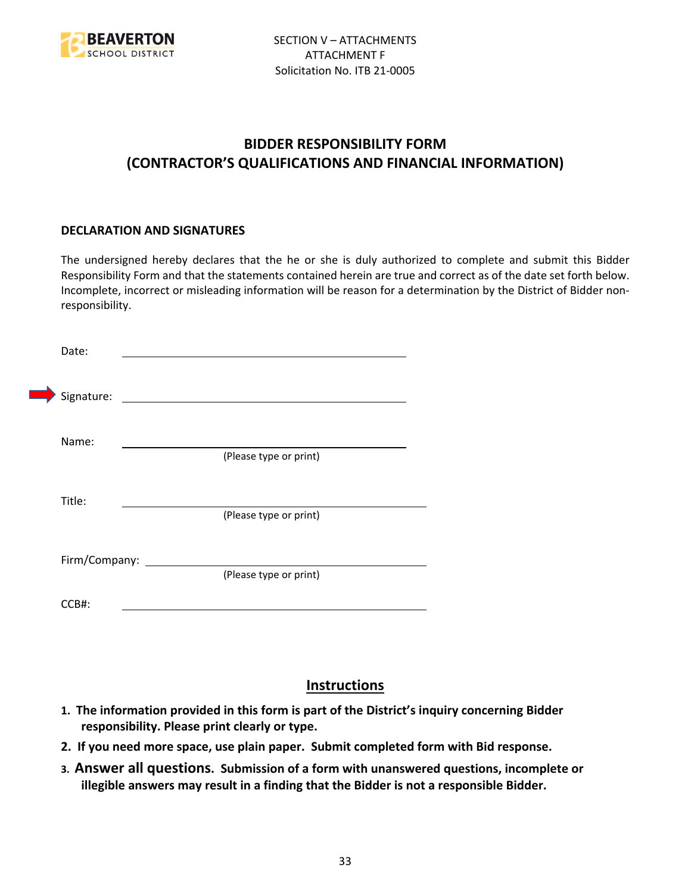SECTION V – ATTACHMENTS
ATTACHMENT F
Solicitation No. ITB 21-0005

# BIDDER RESPONSIBILITY FORM
# (CONTRACTOR'S QUALIFICATIONS AND FINANCIAL INFORMATION)

**DECLARATION AND SIGNATURES**

The undersigned hereby declares that the he or she is duly authorized to complete and submit this Bidder Responsibility Form and that the statements contained herein are true and correct as of the date set forth below. Incomplete, incorrect or misleading information will be reason for a determination by the District of Bidder non-responsibility.

Date: ______________________________

Signature: ______________________________

Name: ______________________________
(Please type or print)

Title: ______________________________
(Please type or print)

Firm/Company: ______________________________
(Please type or print)

CCB#: ______________________________

## Instructions

1. **The information provided in this form is part of the District's inquiry concerning Bidder responsibility. Please print clearly or type.**
2. **If you need more space, use plain paper. Submit completed form with Bid response.**
3. **Answer all questions. Submission of a form with unanswered questions, incomplete or illegible answers may result in a finding that the Bidder is not a responsible Bidder.**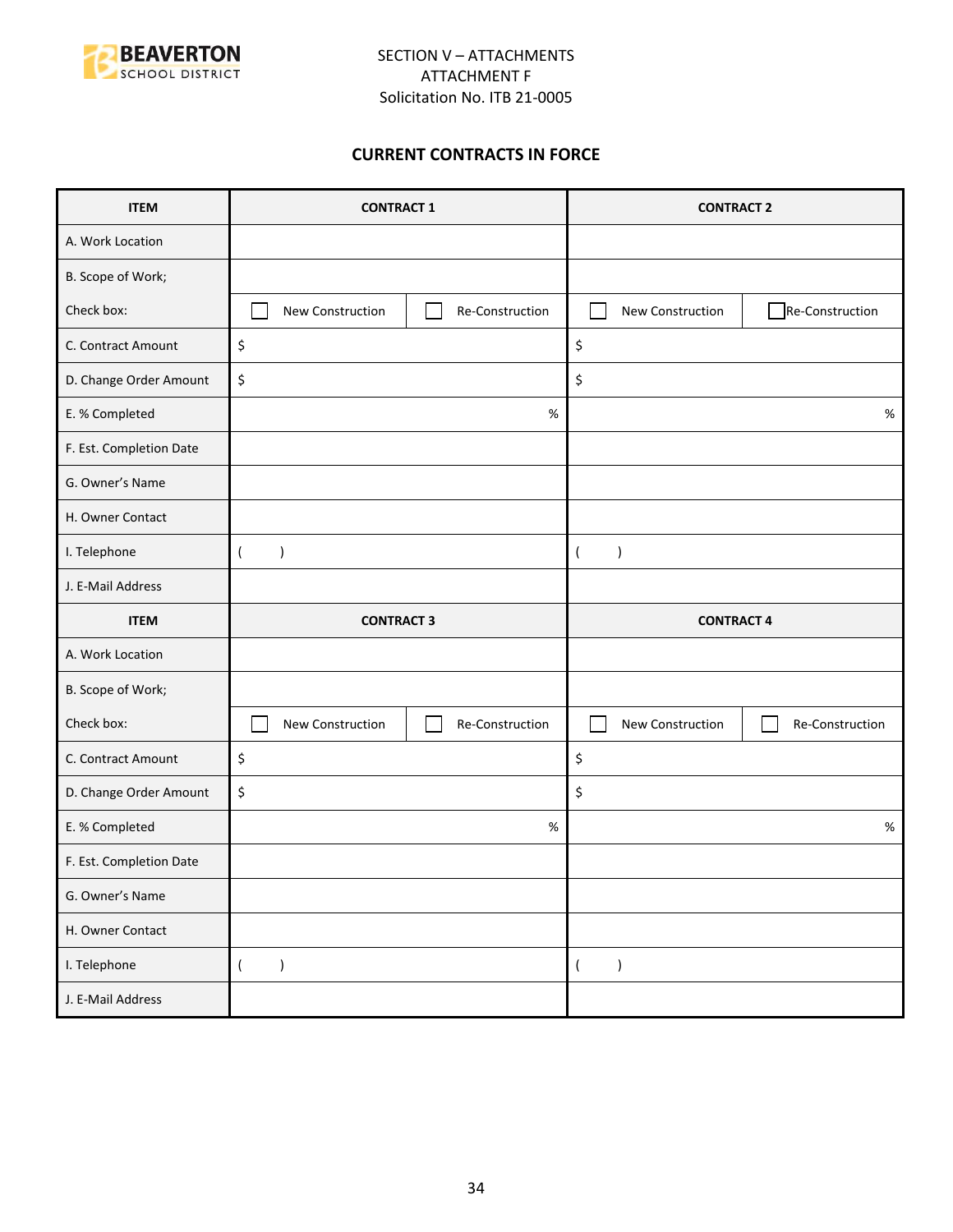SECTION V – ATTACHMENTS
ATTACHMENT F
Solicitation No. ITB 21-0005

## CURRENT CONTRACTS IN FORCE

| ITEM | CONTRACT 1 | | CONTRACT 2 | |
|---|---|---|---|---|
| A. Work Location | | | | |
| B. Scope of Work; | | | | |
| Check box: | ☐ New Construction | ☐ Re-Construction | ☐ New Construction | ☐ Re-Construction |
| C. Contract Amount | $ | | $ | |
| D. Change Order Amount | $ | | $ | |
| E. % Completed | % | | % | |
| F. Est. Completion Date | | | | |
| G. Owner's Name | | | | |
| H. Owner Contact | | | | |
| I. Telephone | ( ) | | ( ) | |
| J. E-Mail Address | | | | |
| **ITEM** | **CONTRACT 3** | | **CONTRACT 4** | |
| A. Work Location | | | | |
| B. Scope of Work; | | | | |
| Check box: | ☐ New Construction | ☐ Re-Construction | ☐ New Construction | ☐ Re-Construction |
| C. Contract Amount | $ | | $ | |
| D. Change Order Amount | $ | | $ | |
| E. % Completed | % | | % | |
| F. Est. Completion Date | | | | |
| G. Owner's Name | | | | |
| H. Owner Contact | | | | |
| I. Telephone | ( ) | | ( ) | |
| J. E-Mail Address | | | | |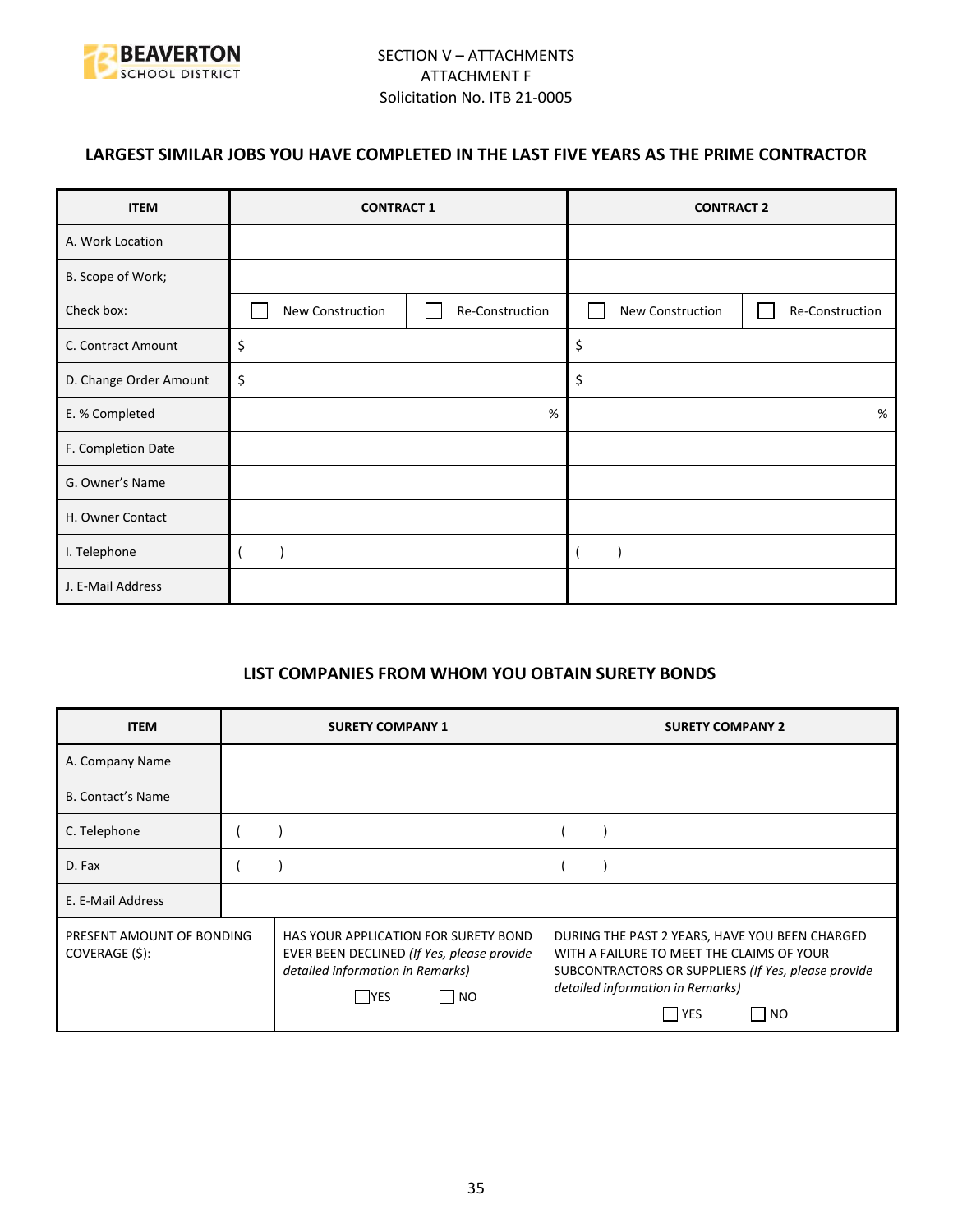SECTION V – ATTACHMENTS
ATTACHMENT F
Solicitation No. ITB 21-0005

## LARGEST SIMILAR JOBS YOU HAVE COMPLETED IN THE LAST FIVE YEARS AS THE PRIME CONTRACTOR

| ITEM | CONTRACT 1 | | CONTRACT 2 | |
|---|---|---|---|---|
| A. Work Location | | | | |
| B. Scope of Work; | | | | |
| Check box: | ☐ New Construction | ☐ Re-Construction | ☐ New Construction | ☐ Re-Construction |
| C. Contract Amount | $ | | $ | |
| D. Change Order Amount | $ | | $ | |
| E. % Completed | | % | | % |
| F. Completion Date | | | | |
| G. Owner's Name | | | | |
| H. Owner Contact | | | | |
| I. Telephone | ( ) | | ( ) | |
| J. E-Mail Address | | | | |

## LIST COMPANIES FROM WHOM YOU OBTAIN SURETY BONDS

| ITEM | SURETY COMPANY 1 | | SURETY COMPANY 2 |
|---|---|---|---|
| A. Company Name | | | |
| B. Contact's Name | | | |
| C. Telephone | ( ) | | ( ) |
| D. Fax | ( ) | | ( ) |
| E. E-Mail Address | | | |
| PRESENT AMOUNT OF BONDING COVERAGE ($): | | HAS YOUR APPLICATION FOR SURETY BOND EVER BEEN DECLINED *(If Yes, please provide detailed information in Remarks)* ☐ YES ☐ NO | DURING THE PAST 2 YEARS, HAVE YOU BEEN CHARGED WITH A FAILURE TO MEET THE CLAIMS OF YOUR SUBCONTRACTORS OR SUPPLIERS *(If Yes, please provide detailed information in Remarks)* ☐ YES ☐ NO |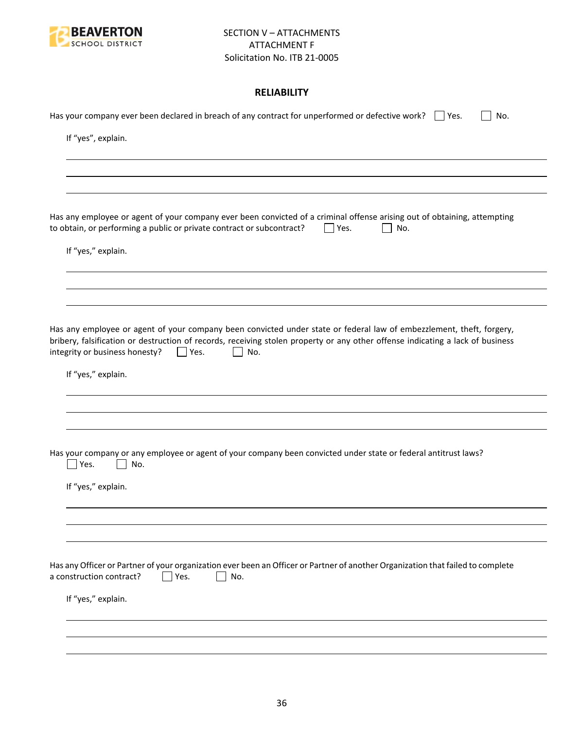SECTION V – ATTACHMENTS
ATTACHMENT F
Solicitation No. ITB 21-0005

## RELIABILITY

Has your company ever been declared in breach of any contract for unperformed or defective work? ☐ Yes. ☐ No.

If "yes", explain.

Has any employee or agent of your company ever been convicted of a criminal offense arising out of obtaining, attempting to obtain, or performing a public or private contract or subcontract? ☐ Yes. ☐ No.

If "yes," explain.

Has any employee or agent of your company been convicted under state or federal law of embezzlement, theft, forgery, bribery, falsification or destruction of records, receiving stolen property or any other offense indicating a lack of business integrity or business honesty? ☐ Yes. ☐ No.

If "yes," explain.

Has your company or any employee or agent of your company been convicted under state or federal antitrust laws?
☐ Yes. ☐ No.

If "yes," explain.

Has any Officer or Partner of your organization ever been an Officer or Partner of another Organization that failed to complete a construction contract? ☐ Yes. ☐ No.

If "yes," explain.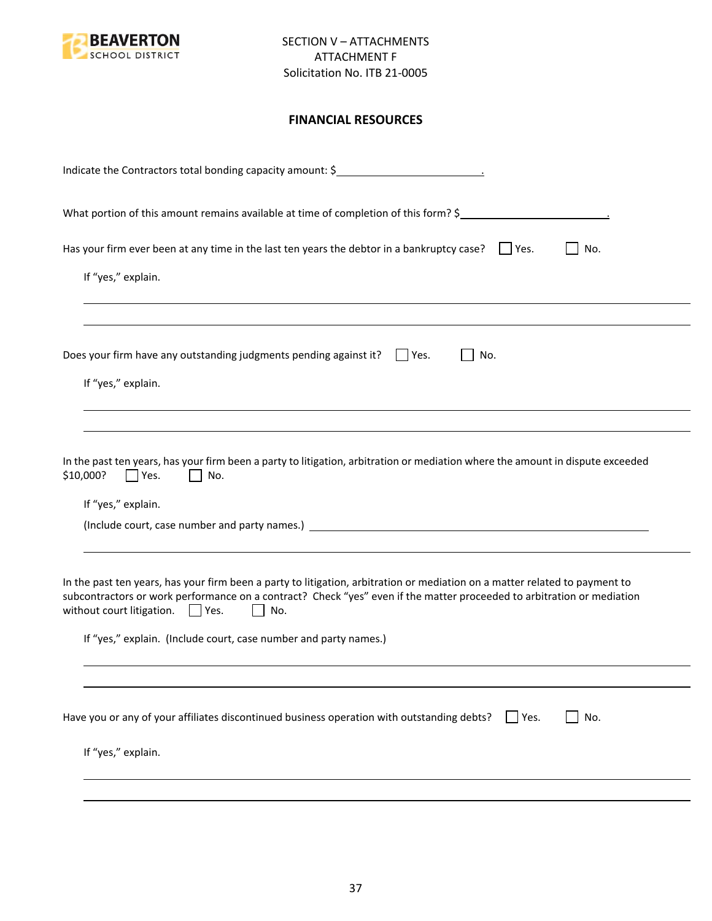SECTION V – ATTACHMENTS
ATTACHMENT F
Solicitation No. ITB 21-0005

## FINANCIAL RESOURCES

Indicate the Contractors total bonding capacity amount: $\_\_\_\_\_\_\_\_\_\_\_\_\_\_\_\_\_\_\_\_\_\_\_\_.

What portion of this amount remains available at time of completion of this form? $\_\_\_\_\_\_\_\_\_\_\_\_\_\_\_\_\_\_\_\_\_\_\_\_.

Has your firm ever been at any time in the last ten years the debtor in a bankruptcy case? ☐ Yes. ☐ No.

If "yes," explain.

\_\_\_\_\_\_\_\_\_\_\_\_\_\_\_\_\_\_\_\_\_\_\_\_\_\_\_\_\_\_\_\_\_\_\_\_\_\_\_\_\_\_\_\_\_\_\_\_\_\_\_\_\_\_\_\_

\_\_\_\_\_\_\_\_\_\_\_\_\_\_\_\_\_\_\_\_\_\_\_\_\_\_\_\_\_\_\_\_\_\_\_\_\_\_\_\_\_\_\_\_\_\_\_\_\_\_\_\_\_\_\_\_

Does your firm have any outstanding judgments pending against it? ☐ Yes. ☐ No.

If "yes," explain.

\_\_\_\_\_\_\_\_\_\_\_\_\_\_\_\_\_\_\_\_\_\_\_\_\_\_\_\_\_\_\_\_\_\_\_\_\_\_\_\_\_\_\_\_\_\_\_\_\_\_\_\_\_\_\_\_

\_\_\_\_\_\_\_\_\_\_\_\_\_\_\_\_\_\_\_\_\_\_\_\_\_\_\_\_\_\_\_\_\_\_\_\_\_\_\_\_\_\_\_\_\_\_\_\_\_\_\_\_\_\_\_\_

In the past ten years, has your firm been a party to litigation, arbitration or mediation where the amount in dispute exceeded $10,000? ☐ Yes. ☐ No.

If "yes," explain.

(Include court, case number and party names.) \_\_\_\_\_\_\_\_\_\_\_\_\_\_\_\_\_\_\_\_\_\_\_\_\_\_\_\_\_\_\_\_\_\_\_\_\_\_\_\_

\_\_\_\_\_\_\_\_\_\_\_\_\_\_\_\_\_\_\_\_\_\_\_\_\_\_\_\_\_\_\_\_\_\_\_\_\_\_\_\_\_\_\_\_\_\_\_\_\_\_\_\_\_\_\_\_

In the past ten years, has your firm been a party to litigation, arbitration or mediation on a matter related to payment to subcontractors or work performance on a contract? Check "yes" even if the matter proceeded to arbitration or mediation without court litigation. ☐ Yes. ☐ No.

If "yes," explain. (Include court, case number and party names.)

\_\_\_\_\_\_\_\_\_\_\_\_\_\_\_\_\_\_\_\_\_\_\_\_\_\_\_\_\_\_\_\_\_\_\_\_\_\_\_\_\_\_\_\_\_\_\_\_\_\_\_\_\_\_\_\_

\_\_\_\_\_\_\_\_\_\_\_\_\_\_\_\_\_\_\_\_\_\_\_\_\_\_\_\_\_\_\_\_\_\_\_\_\_\_\_\_\_\_\_\_\_\_\_\_\_\_\_\_\_\_\_\_

Have you or any of your affiliates discontinued business operation with outstanding debts? ☐ Yes. ☐ No.

If "yes," explain.

\_\_\_\_\_\_\_\_\_\_\_\_\_\_\_\_\_\_\_\_\_\_\_\_\_\_\_\_\_\_\_\_\_\_\_\_\_\_\_\_\_\_\_\_\_\_\_\_\_\_\_\_\_\_\_\_

\_\_\_\_\_\_\_\_\_\_\_\_\_\_\_\_\_\_\_\_\_\_\_\_\_\_\_\_\_\_\_\_\_\_\_\_\_\_\_\_\_\_\_\_\_\_\_\_\_\_\_\_\_\_\_\_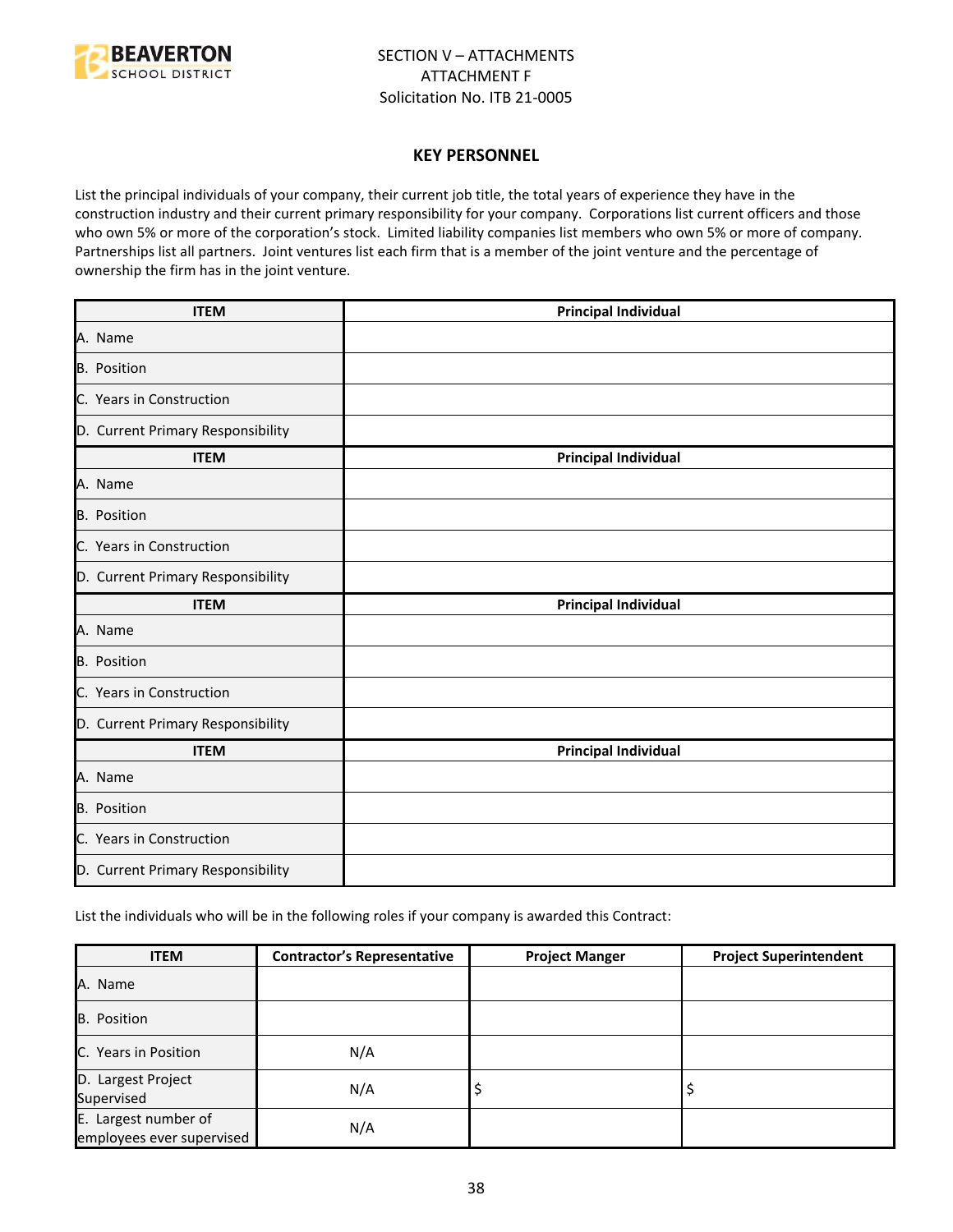SECTION V – ATTACHMENTS
ATTACHMENT F
Solicitation No. ITB 21-0005

## KEY PERSONNEL

List the principal individuals of your company, their current job title, the total years of experience they have in the construction industry and their current primary responsibility for your company. Corporations list current officers and those who own 5% or more of the corporation's stock. Limited liability companies list members who own 5% or more of company. Partnerships list all partners. Joint ventures list each firm that is a member of the joint venture and the percentage of ownership the firm has in the joint venture.

| ITEM | Principal Individual |
|---|---|
| A. Name | |
| B. Position | |
| C. Years in Construction | |
| D. Current Primary Responsibility | |
| **ITEM** | **Principal Individual** |
| A. Name | |
| B. Position | |
| C. Years in Construction | |
| D. Current Primary Responsibility | |
| **ITEM** | **Principal Individual** |
| A. Name | |
| B. Position | |
| C. Years in Construction | |
| D. Current Primary Responsibility | |
| **ITEM** | **Principal Individual** |
| A. Name | |
| B. Position | |
| C. Years in Construction | |
| D. Current Primary Responsibility | |

List the individuals who will be in the following roles if your company is awarded this Contract:

| ITEM | Contractor's Representative | Project Manger | Project Superintendent |
|---|---|---|---|
| A. Name | | | |
| B. Position | | | |
| C. Years in Position | N/A | | |
| D. Largest Project Supervised | N/A | $ | $ |
| E. Largest number of employees ever supervised | N/A | | |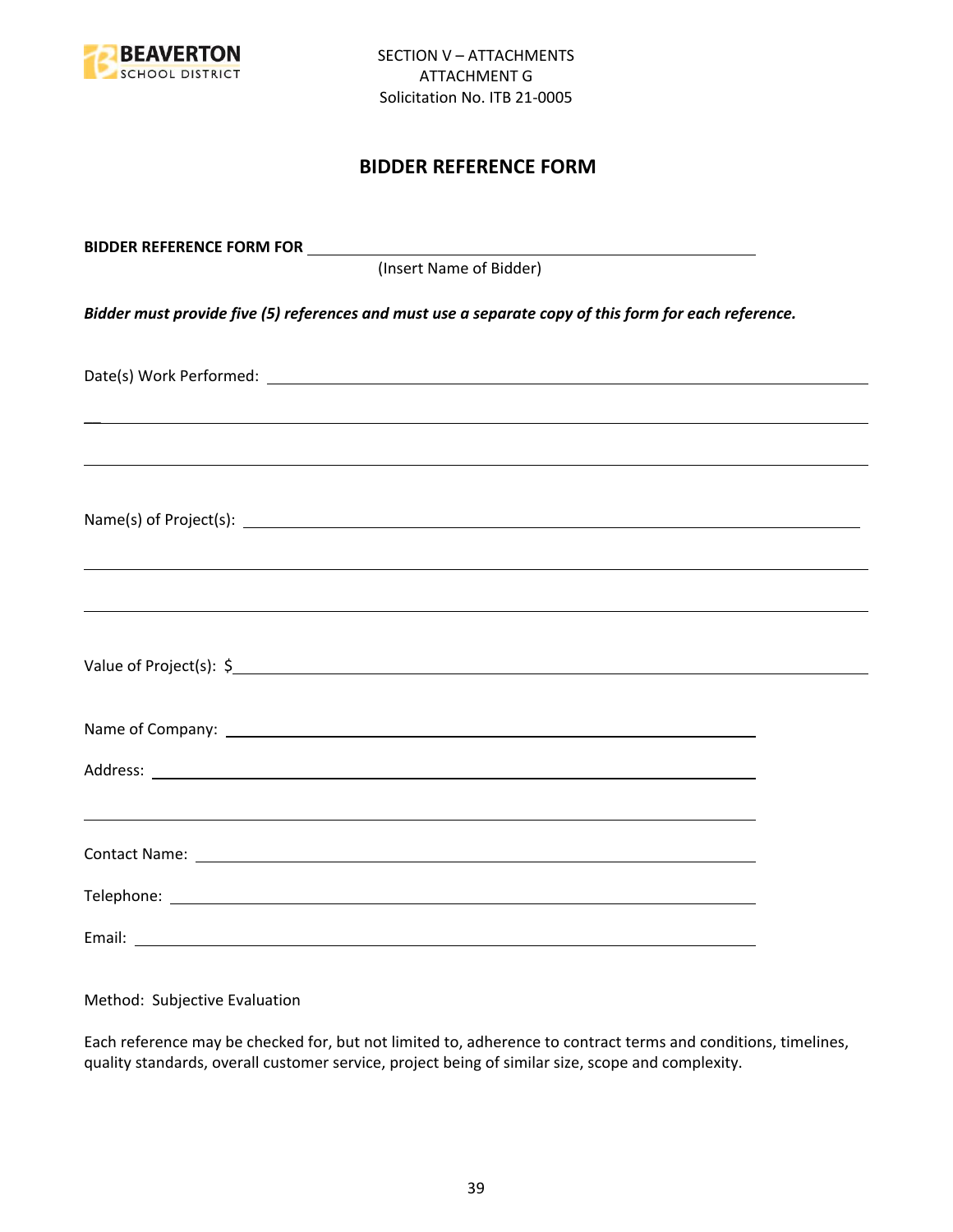SECTION V – ATTACHMENTS
ATTACHMENT G
Solicitation No. ITB 21-0005

# BIDDER REFERENCE FORM

**BIDDER REFERENCE FORM FOR** ______________________________________________
(Insert Name of Bidder)

***Bidder must provide five (5) references and must use a separate copy of this form for each reference.***

Date(s) Work Performed: ______________________________________________

______________________________________________

______________________________________________

Name(s) of Project(s): ______________________________________________

______________________________________________

______________________________________________

Value of Project(s): $______________________________________________

Name of Company: ______________________________________________

Address: ______________________________________________

______________________________________________

Contact Name: ______________________________________________

Telephone: ______________________________________________

Email: ______________________________________________

Method: Subjective Evaluation

Each reference may be checked for, but not limited to, adherence to contract terms and conditions, timelines, quality standards, overall customer service, project being of similar size, scope and complexity.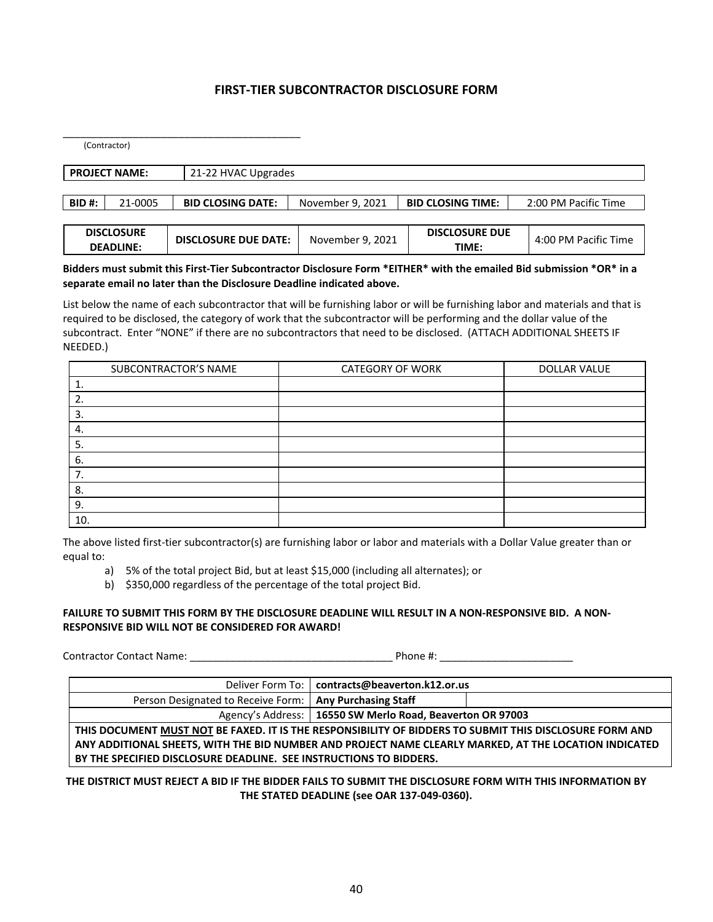# FIRST-TIER SUBCONTRACTOR DISCLOSURE FORM

\_\_\_\_\_\_\_\_\_\_\_\_\_\_\_\_\_\_\_\_\_\_\_\_\_\_\_\_\_\_\_\_\_\_\_\_\_\_\_\_\_\_
(Contractor)

| | |
|---|---|
| **PROJECT NAME:** | 21-22 HVAC Upgrades |

| | | | | | |
|---|---|---|---|---|---|
| **BID #:** | 21-0005 | **BID CLOSING DATE:** | November 9, 2021 | **BID CLOSING TIME:** | 2:00 PM Pacific Time |

| | | | | |
|---|---|---|---|---|
| **DISCLOSURE DEADLINE:** | **DISCLOSURE DUE DATE:** | November 9, 2021 | **DISCLOSURE DUE TIME:** | 4:00 PM Pacific Time |

**Bidders must submit this First-Tier Subcontractor Disclosure Form \*EITHER\* with the emailed Bid submission \*OR\* in a separate email no later than the Disclosure Deadline indicated above.**

List below the name of each subcontractor that will be furnishing labor or will be furnishing labor and materials and that is required to be disclosed, the category of work that the subcontractor will be performing and the dollar value of the subcontract. Enter "NONE" if there are no subcontractors that need to be disclosed. (ATTACH ADDITIONAL SHEETS IF NEEDED.)

| SUBCONTRACTOR'S NAME | CATEGORY OF WORK | DOLLAR VALUE |
|---|---|---|
| 1. | | |
| 2. | | |
| 3. | | |
| 4. | | |
| 5. | | |
| 6. | | |
| 7. | | |
| 8. | | |
| 9. | | |
| 10. | | |

The above listed first-tier subcontractor(s) are furnishing labor or labor and materials with a Dollar Value greater than or equal to:

a) 5% of the total project Bid, but at least $15,000 (including all alternates); or
b) $350,000 regardless of the percentage of the total project Bid.

**FAILURE TO SUBMIT THIS FORM BY THE DISCLOSURE DEADLINE WILL RESULT IN A NON-RESPONSIVE BID. A NON-RESPONSIVE BID WILL NOT BE CONSIDERED FOR AWARD!**

Contractor Contact Name: \_\_\_\_\_\_\_\_\_\_\_\_\_\_\_\_\_\_\_\_\_\_\_\_\_\_\_\_\_\_\_\_\_\_\_ Phone #: \_\_\_\_\_\_\_\_\_\_\_\_\_\_\_\_\_\_\_\_\_\_\_

| | | |
|---|---|---|
| Deliver Form To: | **contracts@beaverton.k12.or.us** | |
| Person Designated to Receive Form: | **Any Purchasing Staff** | |
| Agency's Address: | **16550 SW Merlo Road, Beaverton OR 97003** | |

**THIS DOCUMENT MUST NOT BE FAXED. IT IS THE RESPONSIBILITY OF BIDDERS TO SUBMIT THIS DISCLOSURE FORM AND ANY ADDITIONAL SHEETS, WITH THE BID NUMBER AND PROJECT NAME CLEARLY MARKED, AT THE LOCATION INDICATED BY THE SPECIFIED DISCLOSURE DEADLINE. SEE INSTRUCTIONS TO BIDDERS.**

**THE DISTRICT MUST REJECT A BID IF THE BIDDER FAILS TO SUBMIT THE DISCLOSURE FORM WITH THIS INFORMATION BY THE STATED DEADLINE (see OAR 137-049-0360).**